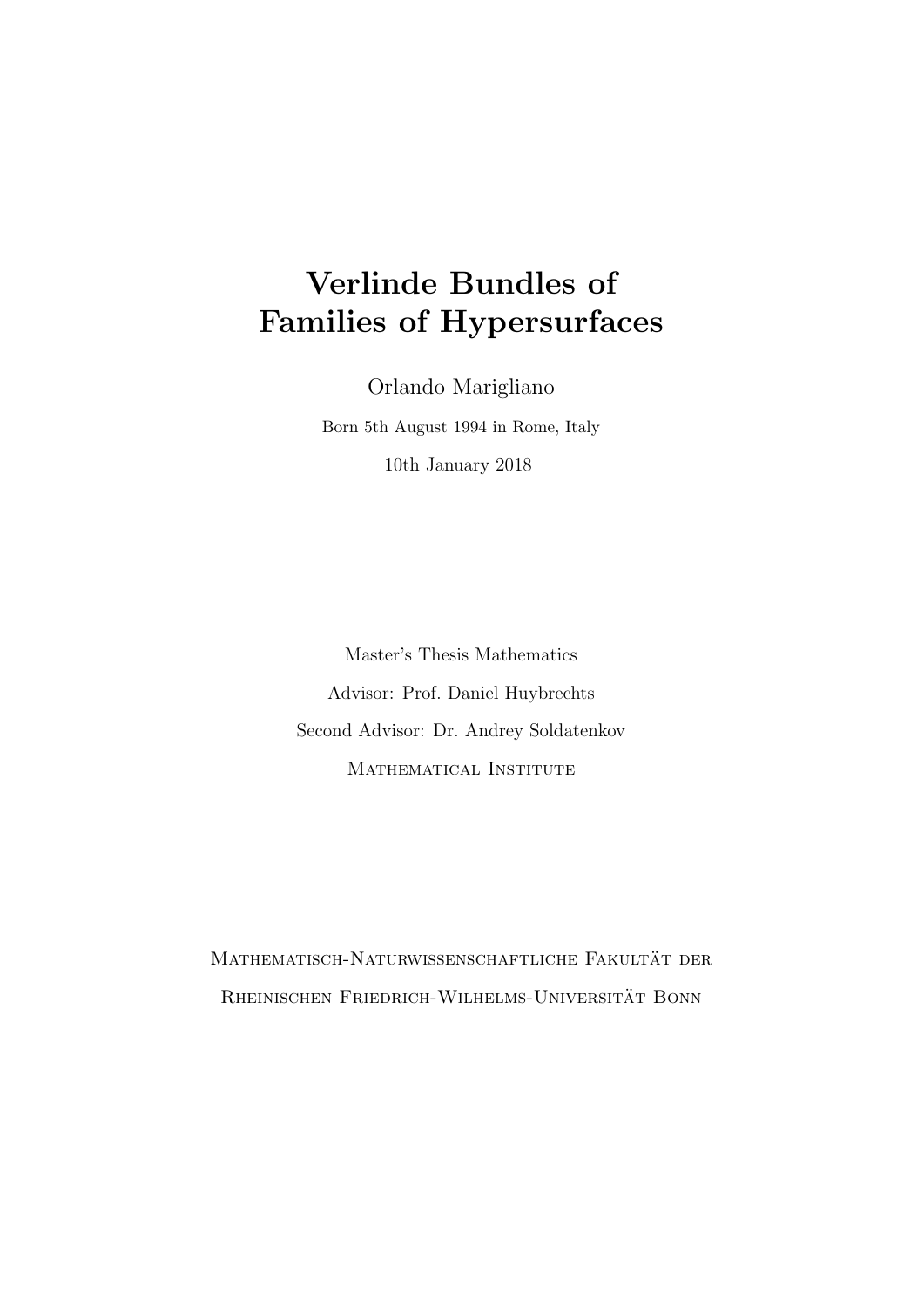# Verlinde Bundles of Families of Hypersurfaces

Orlando Marigliano

Born 5th August 1994 in Rome, Italy

10th January 2018

Master's Thesis Mathematics

Advisor: Prof. Daniel Huybrechts

Second Advisor: Dr. Andrey Soldatenkov

Mathematical Institute

Mathematisch-Naturwissenschaftliche Fakultät der

Rheinischen Friedrich-Wilhelms-Universität Bonn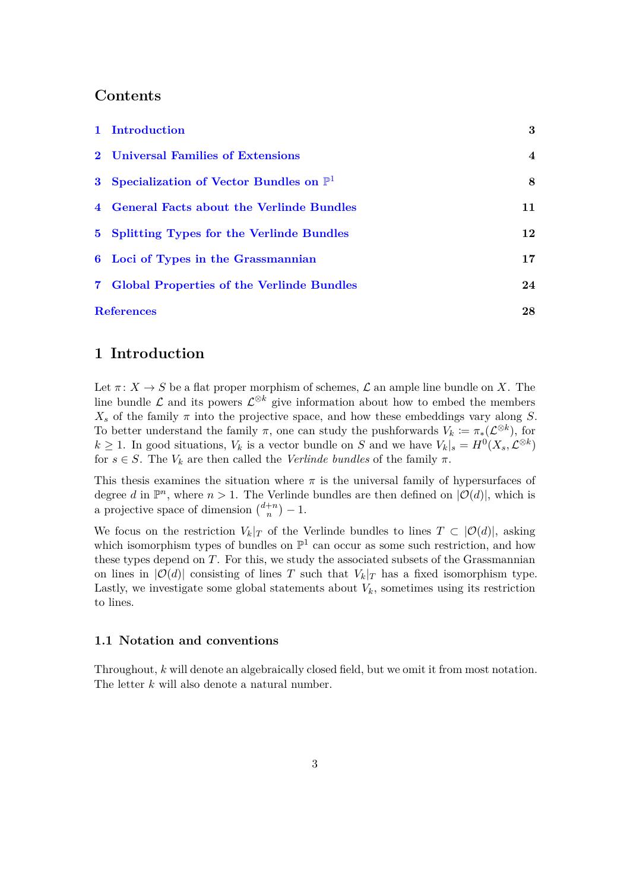# Contents

1 Introduction 3

2 Universal Families of Extensions 4

3 Specialization of Vector Bundles on $\mathbb{P}^1$ 8

4 General Facts about the Verlinde Bundles 11

5 Splitting Types for the Verlinde Bundles 12

6 Loci of Types in the Grassmannian 17

7 Global Properties of the Verlinde Bundles 24

References 28

# 1 Introduction

Let $\pi\colon X \to S$ be a flat proper morphism of schemes, $\mathcal{L}$ an ample line bundle on $X$. The line bundle $\mathcal{L}$ and its powers $\mathcal{L}^{\otimes k}$ give information about how to embed the members $X_s$ of the family $\pi$ into the projective space, and how these embeddings vary along $S$. To better understand the family $\pi$, one can study the pushforwards $V_k := \pi_*(\mathcal{L}^{\otimes k})$, for $k \geq 1$. In good situations, $V_k$ is a vector bundle on $S$ and we have $V_k|_s = H^0(X_s, \mathcal{L}^{\otimes k})$ for $s \in S$. The $V_k$ are then called the *Verlinde bundles* of the family $\pi$.

This thesis examines the situation where $\pi$ is the universal family of hypersurfaces of degree $d$ in $\mathbb{P}^n$, where $n > 1$. The Verlinde bundles are then defined on $|\mathcal{O}(d)|$, which is a projective space of dimension $\binom{d+n}{n} - 1$.

We focus on the restriction $V_k|_T$ of the Verlinde bundles to lines $T \subset |\mathcal{O}(d)|$, asking which isomorphism types of bundles on $\mathbb{P}^1$ can occur as some such restriction, and how these types depend on $T$. For this, we study the associated subsets of the Grassmannian on lines in $|\mathcal{O}(d)|$ consisting of lines $T$ such that $V_k|_T$ has a fixed isomorphism type. Lastly, we investigate some global statements about $V_k$, sometimes using its restriction to lines.

## 1.1 Notation and conventions

Throughout, $k$ will denote an algebraically closed field, but we omit it from most notation. The letter $k$ will also denote a natural number.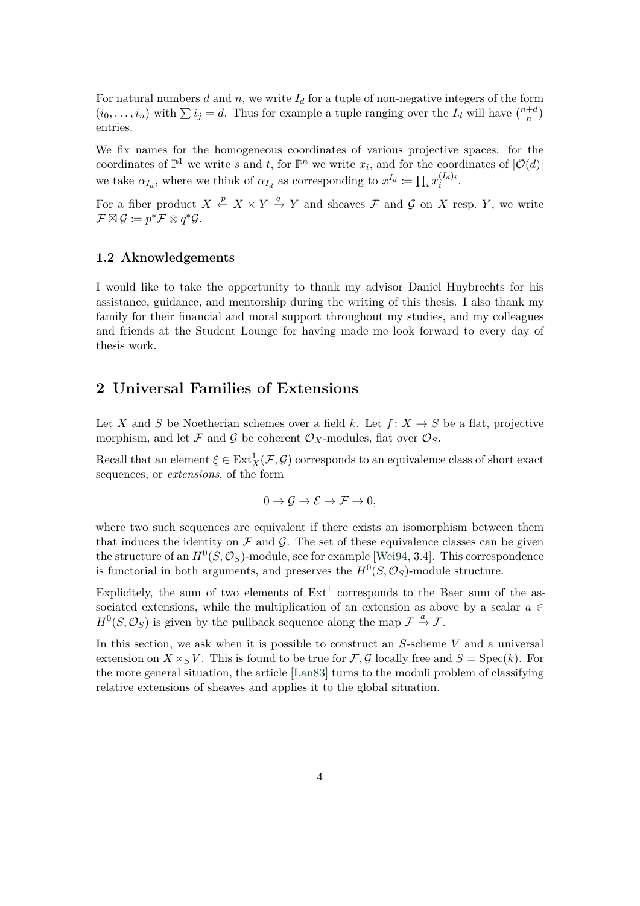For natural numbers $d$ and $n$, we write $I_d$ for a tuple of non-negative integers of the form $(i_0, \dots, i_n)$ with $\sum i_j = d$. Thus for example a tuple ranging over the $I_d$ will have $\binom{n+d}{n}$ entries.

We fix names for the homogeneous coordinates of various projective spaces: for the coordinates of $\mathbb{P}^1$ we write $s$ and $t$, for $\mathbb{P}^n$ we write $x_i$, and for the coordinates of $|\mathcal{O}(d)|$ we take $\alpha_{I_d}$, where we think of $\alpha_{I_d}$ as corresponding to $x^{I_d} := \prod_i x_i^{(I_d)_i}$.

For a fiber product $X \xleftarrow{p} X \times Y \xrightarrow{q} Y$ and sheaves $\mathcal{F}$ and $\mathcal{G}$ on $X$ resp. $Y$, we write $\mathcal{F} \boxtimes \mathcal{G} := p^*\mathcal{F} \otimes q^*\mathcal{G}$.

### 1.2 Aknowledgements

I would like to take the opportunity to thank my advisor Daniel Huybrechts for his assistance, guidance, and mentorship during the writing of this thesis. I also thank my family for their financial and moral support throughout my studies, and my colleagues and friends at the Student Lounge for having made me look forward to every day of thesis work.

## 2 Universal Families of Extensions

Let $X$ and $S$ be Noetherian schemes over a field $k$. Let $f : X \to S$ be a flat, projective morphism, and let $\mathcal{F}$ and $\mathcal{G}$ be coherent $\mathcal{O}_X$-modules, flat over $\mathcal{O}_S$.

Recall that an element $\xi \in \operatorname{Ext}^1_X(\mathcal{F}, \mathcal{G})$ corresponds to an equivalence class of short exact sequences, or *extensions*, of the form

$$0 \to \mathcal{G} \to \mathcal{E} \to \mathcal{F} \to 0,$$

where two such sequences are equivalent if there exists an isomorphism between them that induces the identity on $\mathcal{F}$ and $\mathcal{G}$. The set of these equivalence classes can be given the structure of an $H^0(S, \mathcal{O}_S)$-module, see for example [Wei94, 3.4]. This correspondence is functorial in both arguments, and preserves the $H^0(S, \mathcal{O}_S)$-module structure.

Explicitely, the sum of two elements of $\operatorname{Ext}^1$ corresponds to the Baer sum of the associated extensions, while the multiplication of an extension as above by a scalar $a \in H^0(S, \mathcal{O}_S)$ is given by the pullback sequence along the map $\mathcal{F} \xrightarrow{a} \mathcal{F}$.

In this section, we ask when it is possible to construct an $S$-scheme $V$ and a universal extension on $X \times_S V$. This is found to be true for $\mathcal{F}, \mathcal{G}$ locally free and $S = \operatorname{Spec}(k)$. For the more general situation, the article [Lan83] turns to the moduli problem of classifying relative extensions of sheaves and applies it to the global situation.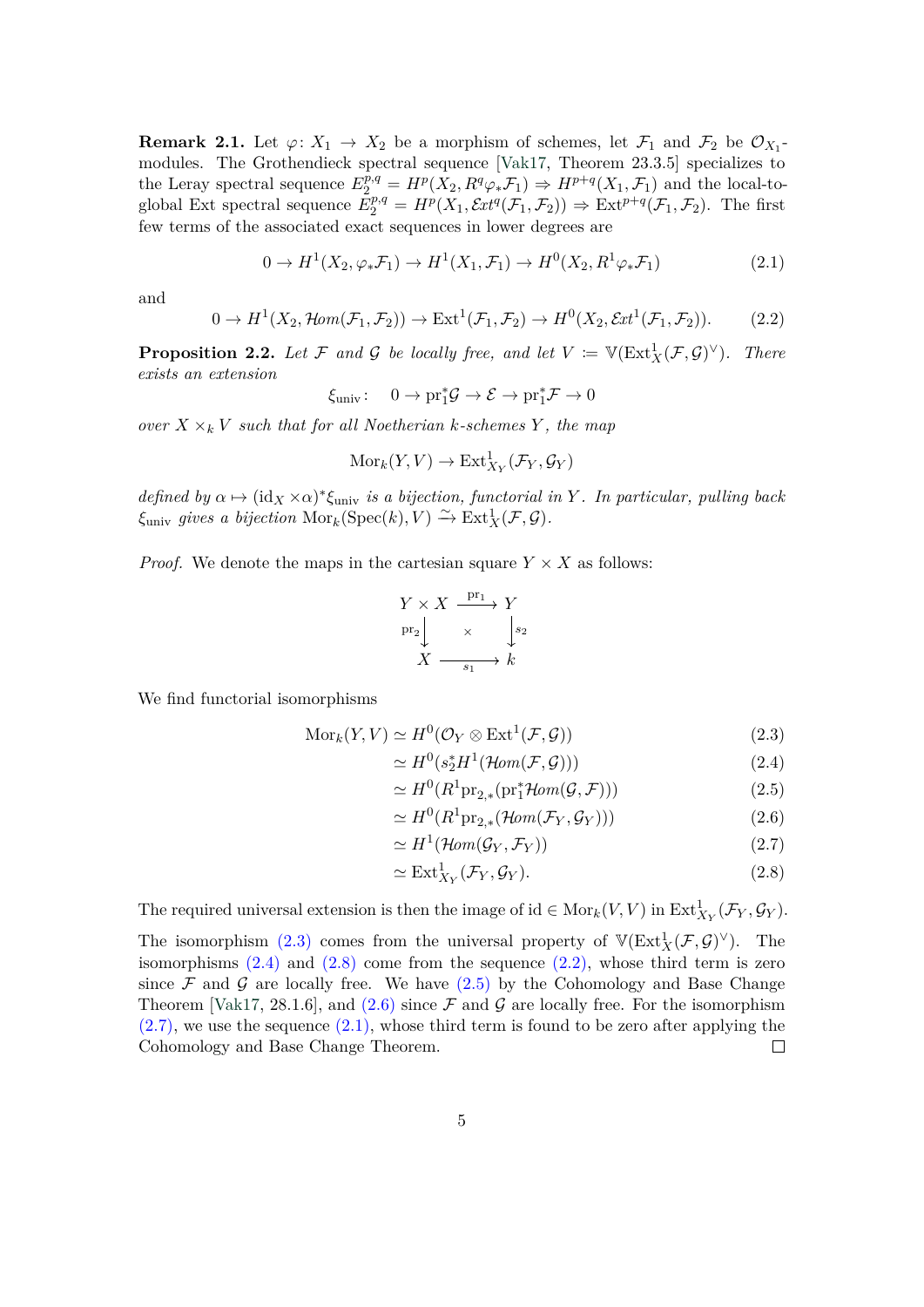**Remark 2.1.** Let $\varphi\colon X_1 \to X_2$ be a morphism of schemes, let $\mathcal{F}_1$ and $\mathcal{F}_2$ be $\mathcal{O}_{X_1}$-modules. The Grothendieck spectral sequence [Vak17, Theorem 23.3.5] specializes to the Leray spectral sequence $E_2^{p,q} = H^p(X_2, R^q\varphi_*\mathcal{F}_1) \Rightarrow H^{p+q}(X_1, \mathcal{F}_1)$ and the local-to-global Ext spectral sequence $E_2^{p,q} = H^p(X_1, \mathcal{E}xt^q(\mathcal{F}_1, \mathcal{F}_2)) \Rightarrow \operatorname{Ext}^{p+q}(\mathcal{F}_1, \mathcal{F}_2)$. The first few terms of the associated exact sequences in lower degrees are

$$0 \to H^1(X_2, \varphi_*\mathcal{F}_1) \to H^1(X_1, \mathcal{F}_1) \to H^0(X_2, R^1\varphi_*\mathcal{F}_1) \tag{2.1}$$

and

$$0 \to H^1(X_2, \mathcal{H}om(\mathcal{F}_1, \mathcal{F}_2)) \to \operatorname{Ext}^1(\mathcal{F}_1, \mathcal{F}_2) \to H^0(X_2, \mathcal{E}xt^1(\mathcal{F}_1, \mathcal{F}_2)). \tag{2.2}$$

**Proposition 2.2.** *Let $\mathcal{F}$ and $\mathcal{G}$ be locally free, and let $V := \mathbb{V}(\operatorname{Ext}^1_X(\mathcal{F}, \mathcal{G})^\vee)$. There exists an extension*

$$\xi_{\text{univ}}\colon \quad 0 \to \operatorname{pr}_1^*\mathcal{G} \to \mathcal{E} \to \operatorname{pr}_1^*\mathcal{F} \to 0$$

*over $X \times_k V$ such that for all Noetherian $k$-schemes $Y$, the map*

$$\operatorname{Mor}_k(Y, V) \to \operatorname{Ext}^1_{X_Y}(\mathcal{F}_Y, \mathcal{G}_Y)$$

*defined by $\alpha \mapsto (\operatorname{id}_X \times \alpha)^*\xi_{\text{univ}}$ is a bijection, functorial in $Y$. In particular, pulling back $\xi_{\text{univ}}$ gives a bijection $\operatorname{Mor}_k(\operatorname{Spec}(k), V) \xrightarrow{\sim} \operatorname{Ext}^1_X(\mathcal{F}, \mathcal{G})$.*

*Proof.* We denote the maps in the cartesian square $Y \times X$ as follows:

$$\begin{array}{ccc} Y \times X & \xrightarrow{\operatorname{pr}_1} & Y \\ {\scriptstyle \operatorname{pr}_2}\downarrow & \times & \downarrow{\scriptstyle s_2} \\ X & \xrightarrow[s_1]{} & k \end{array}$$

We find functorial isomorphisms

$$\begin{aligned}
\operatorname{Mor}_k(Y, V) &\simeq H^0(\mathcal{O}_Y \otimes \operatorname{Ext}^1(\mathcal{F}, \mathcal{G})) && (2.3)\\
&\simeq H^0(s_2^* H^1(\mathcal{H}om(\mathcal{F}, \mathcal{G}))) && (2.4)\\
&\simeq H^0(R^1\operatorname{pr}_{2,*}(\operatorname{pr}_1^*\mathcal{H}om(\mathcal{G}, \mathcal{F}))) && (2.5)\\
&\simeq H^0(R^1\operatorname{pr}_{2,*}(\mathcal{H}om(\mathcal{F}_Y, \mathcal{G}_Y))) && (2.6)\\
&\simeq H^1(\mathcal{H}om(\mathcal{G}_Y, \mathcal{F}_Y)) && (2.7)\\
&\simeq \operatorname{Ext}^1_{X_Y}(\mathcal{F}_Y, \mathcal{G}_Y). && (2.8)
\end{aligned}$$

The required universal extension is then the image of $\operatorname{id} \in \operatorname{Mor}_k(V, V)$ in $\operatorname{Ext}^1_{X_Y}(\mathcal{F}_Y, \mathcal{G}_Y)$.

The isomorphism (2.3) comes from the universal property of $\mathbb{V}(\operatorname{Ext}^1_X(\mathcal{F}, \mathcal{G})^\vee)$. The isomorphisms (2.4) and (2.8) come from the sequence (2.2), whose third term is zero since $\mathcal{F}$ and $\mathcal{G}$ are locally free. We have (2.5) by the Cohomology and Base Change Theorem [Vak17, 28.1.6], and (2.6) since $\mathcal{F}$ and $\mathcal{G}$ are locally free. For the isomorphism (2.7), we use the sequence (2.1), whose third term is found to be zero after applying the Cohomology and Base Change Theorem. ◻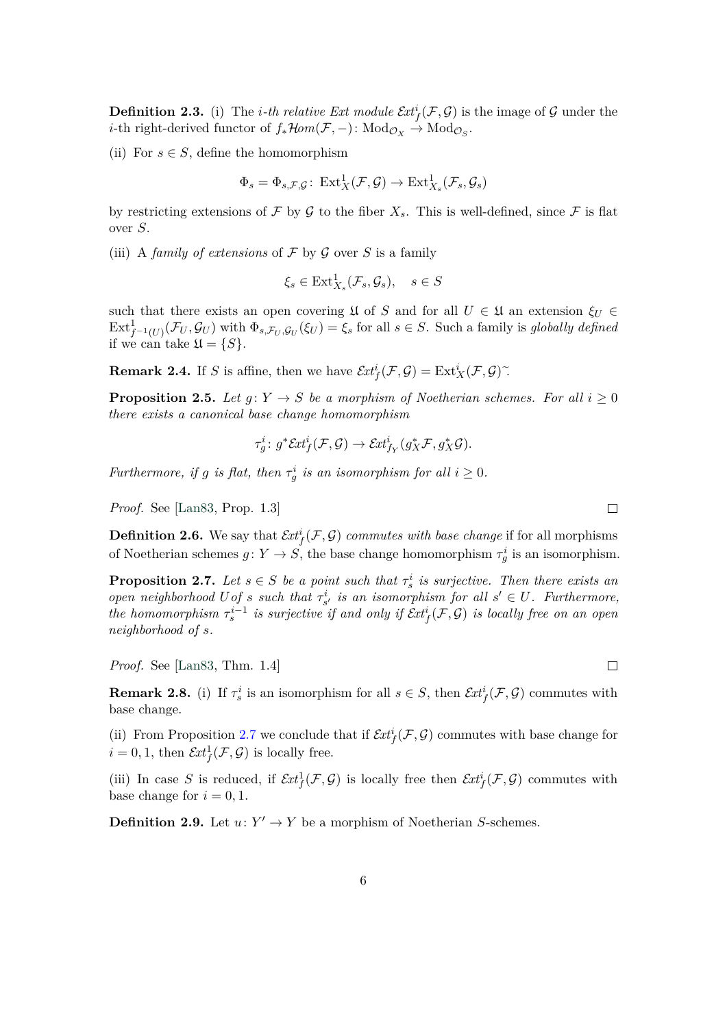**Definition 2.3.** (i) The *i-th relative Ext module* $\mathcal{E}xt^i_f(\mathcal{F},\mathcal{G})$ is the image of $\mathcal{G}$ under the $i$-th right-derived functor of $f_*\mathcal{H}om(\mathcal{F},-)\colon \mathrm{Mod}_{\mathcal{O}_X} \to \mathrm{Mod}_{\mathcal{O}_S}$.

(ii) For $s \in S$, define the homomorphism

$$\Phi_s = \Phi_{s,\mathcal{F},\mathcal{G}}\colon \operatorname{Ext}^1_X(\mathcal{F},\mathcal{G}) \to \operatorname{Ext}^1_{X_s}(\mathcal{F}_s,\mathcal{G}_s)$$

by restricting extensions of $\mathcal{F}$ by $\mathcal{G}$ to the fiber $X_s$. This is well-defined, since $\mathcal{F}$ is flat over $S$.

(iii) A *family of extensions* of $\mathcal{F}$ by $\mathcal{G}$ over $S$ is a family

$$\xi_s \in \operatorname{Ext}^1_{X_s}(\mathcal{F}_s,\mathcal{G}_s), \quad s \in S$$

such that there exists an open covering $\mathfrak{U}$ of $S$ and for all $U \in \mathfrak{U}$ an extension $\xi_U \in \operatorname{Ext}^1_{f^{-1}(U)}(\mathcal{F}_U,\mathcal{G}_U)$ with $\Phi_{s,\mathcal{F}_U,\mathcal{G}_U}(\xi_U) = \xi_s$ for all $s \in S$. Such a family is *globally defined* if we can take $\mathfrak{U} = \{S\}$.

**Remark 2.4.** If $S$ is affine, then we have $\mathcal{E}xt^i_f(\mathcal{F},\mathcal{G}) = \operatorname{Ext}^i_X(\mathcal{F},\mathcal{G})^\sim$.

**Proposition 2.5.** *Let $g\colon Y \to S$ be a morphism of Noetherian schemes. For all $i \geq 0$ there exists a canonical base change homomorphism*

$$\tau^i_g\colon g^*\mathcal{E}xt^i_f(\mathcal{F},\mathcal{G}) \to \mathcal{E}xt^i_{f_Y}(g^*_X\mathcal{F}, g^*_X\mathcal{G}).$$

*Furthermore, if $g$ is flat, then $\tau^i_g$ is an isomorphism for all $i \geq 0$.*

*Proof.* See [Lan83, Prop. 1.3] □

**Definition 2.6.** We say that $\mathcal{E}xt^i_f(\mathcal{F},\mathcal{G})$ *commutes with base change* if for all morphisms of Noetherian schemes $g\colon Y \to S$, the base change homomorphism $\tau^i_g$ is an isomorphism.

**Proposition 2.7.** *Let $s \in S$ be a point such that $\tau^i_s$ is surjective. Then there exists an open neighborhood $U$ of $s$ such that $\tau^i_{s'}$ is an isomorphism for all $s' \in U$. Furthermore, the homomorphism $\tau^{i-1}_s$ is surjective if and only if $\mathcal{E}xt^i_f(\mathcal{F},\mathcal{G})$ is locally free on an open neighborhood of $s$.*

*Proof.* See [Lan83, Thm. 1.4] □

**Remark 2.8.** (i) If $\tau^i_s$ is an isomorphism for all $s \in S$, then $\mathcal{E}xt^i_f(\mathcal{F},\mathcal{G})$ commutes with base change.

(ii) From Proposition 2.7 we conclude that if $\mathcal{E}xt^i_f(\mathcal{F},\mathcal{G})$ commutes with base change for $i = 0, 1$, then $\mathcal{E}xt^1_f(\mathcal{F},\mathcal{G})$ is locally free.

(iii) In case $S$ is reduced, if $\mathcal{E}xt^1_f(\mathcal{F},\mathcal{G})$ is locally free then $\mathcal{E}xt^i_f(\mathcal{F},\mathcal{G})$ commutes with base change for $i = 0, 1$.

**Definition 2.9.** Let $u\colon Y' \to Y$ be a morphism of Noetherian $S$-schemes.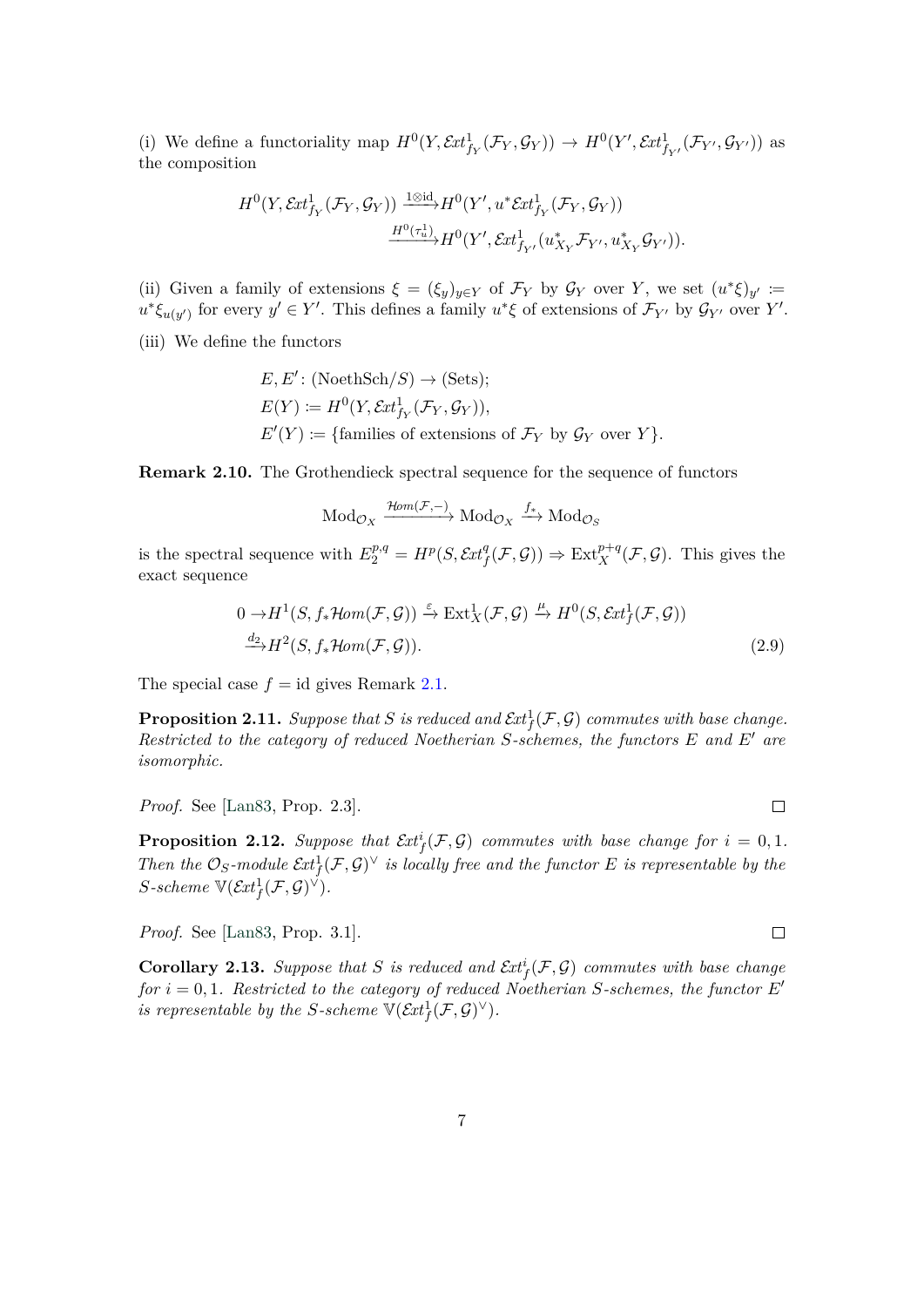(i) We define a functoriality map $H^0(Y, \mathcal{E}xt^1_{f_Y}(\mathcal{F}_Y, \mathcal{G}_Y)) \to H^0(Y', \mathcal{E}xt^1_{f_{Y'}}(\mathcal{F}_{Y'}, \mathcal{G}_{Y'}))$ as the composition

$$
\begin{aligned}
H^0(Y, \mathcal{E}xt^1_{f_Y}(\mathcal{F}_Y, \mathcal{G}_Y)) &\xrightarrow{1 \otimes \mathrm{id}} H^0(Y', u^*\mathcal{E}xt^1_{f_Y}(\mathcal{F}_Y, \mathcal{G}_Y)) \\
&\xrightarrow{H^0(\tau^1_u)} H^0(Y', \mathcal{E}xt^1_{f_{Y'}}(u^*_{X_Y}\mathcal{F}_{Y'}, u^*_{X_Y}\mathcal{G}_{Y'})).
\end{aligned}
$$

(ii) Given a family of extensions $\xi = (\xi_y)_{y \in Y}$ of $\mathcal{F}_Y$ by $\mathcal{G}_Y$ over $Y$, we set $(u^*\xi)_{y'} := u^*\xi_{u(y')}$ for every $y' \in Y'$. This defines a family $u^*\xi$ of extensions of $\mathcal{F}_{Y'}$ by $\mathcal{G}_{Y'}$ over $Y'$.

(iii) We define the functors

$$
\begin{aligned}
&E, E' \colon (\mathrm{NoethSch}/S) \to (\mathrm{Sets}); \\
&E(Y) := H^0(Y, \mathcal{E}xt^1_{f_Y}(\mathcal{F}_Y, \mathcal{G}_Y)), \\
&E'(Y) := \{\text{families of extensions of } \mathcal{F}_Y \text{ by } \mathcal{G}_Y \text{ over } Y\}.
\end{aligned}
$$

**Remark 2.10.** The Grothendieck spectral sequence for the sequence of functors

$$
\mathrm{Mod}_{\mathcal{O}_X} \xrightarrow{\mathcal{H}om(\mathcal{F}, -)} \mathrm{Mod}_{\mathcal{O}_X} \xrightarrow{f_*} \mathrm{Mod}_{\mathcal{O}_S}
$$

is the spectral sequence with $E_2^{p,q} = H^p(S, \mathcal{E}xt^q_f(\mathcal{F}, \mathcal{G})) \Rightarrow \mathrm{Ext}^{p+q}_X(\mathcal{F}, \mathcal{G})$. This gives the exact sequence

$$
\begin{aligned}
0 \to & H^1(S, f_*\mathcal{H}om(\mathcal{F}, \mathcal{G})) \xrightarrow{\varepsilon} \mathrm{Ext}^1_X(\mathcal{F}, \mathcal{G}) \xrightarrow{\mu} H^0(S, \mathcal{E}xt^1_f(\mathcal{F}, \mathcal{G})) \\
\xrightarrow{d_2} & H^2(S, f_*\mathcal{H}om(\mathcal{F}, \mathcal{G})).
\end{aligned} \tag{2.9}
$$

The special case $f = \mathrm{id}$ gives Remark 2.1.

**Proposition 2.11.** *Suppose that $S$ is reduced and $\mathcal{E}xt^1_f(\mathcal{F}, \mathcal{G})$ commutes with base change. Restricted to the category of reduced Noetherian $S$-schemes, the functors $E$ and $E'$ are isomorphic.*

*Proof.* See [Lan83, Prop. 2.3]. □

**Proposition 2.12.** *Suppose that $\mathcal{E}xt^i_f(\mathcal{F}, \mathcal{G})$ commutes with base change for $i = 0, 1$. Then the $\mathcal{O}_S$-module $\mathcal{E}xt^1_f(\mathcal{F}, \mathcal{G})^\vee$ is locally free and the functor $E$ is representable by the $S$-scheme $\mathbb{V}(\mathcal{E}xt^1_f(\mathcal{F}, \mathcal{G})^\vee)$.*

*Proof.* See [Lan83, Prop. 3.1]. □

**Corollary 2.13.** *Suppose that $S$ is reduced and $\mathcal{E}xt^i_f(\mathcal{F}, \mathcal{G})$ commutes with base change for $i = 0, 1$. Restricted to the category of reduced Noetherian $S$-schemes, the functor $E'$ is representable by the $S$-scheme $\mathbb{V}(\mathcal{E}xt^1_f(\mathcal{F}, \mathcal{G})^\vee)$.*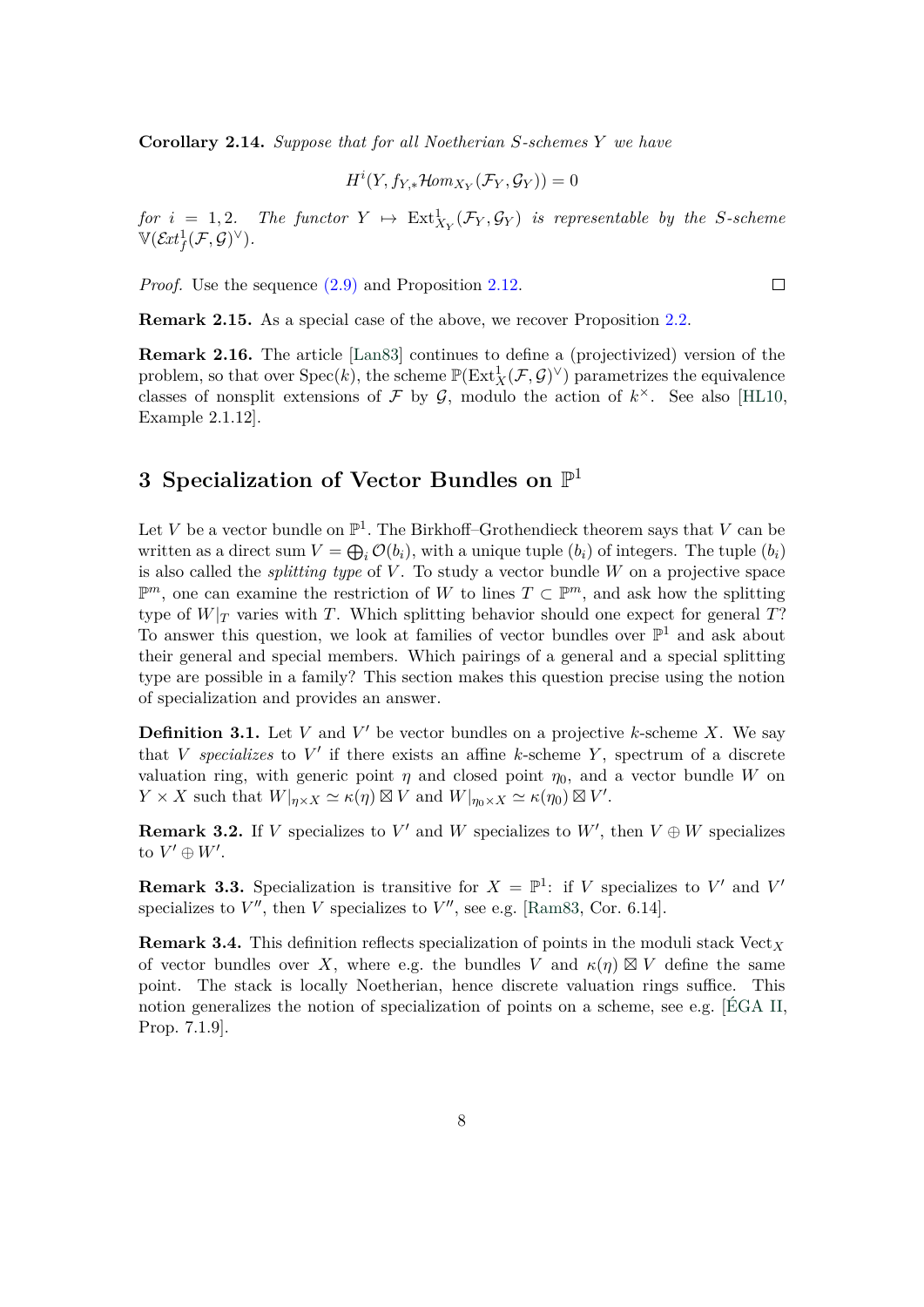**Corollary 2.14.** *Suppose that for all Noetherian $S$-schemes $Y$ we have*

$$H^i(Y, f_{Y,*}\mathcal{H}om_{X_Y}(\mathcal{F}_Y, \mathcal{G}_Y)) = 0$$

*for $i = 1, 2$. The functor $Y \mapsto \operatorname{Ext}^1_{X_Y}(\mathcal{F}_Y, \mathcal{G}_Y)$ is representable by the $S$-scheme $\mathbb{V}(\mathcal{E}xt^1_f(\mathcal{F}, \mathcal{G})^\vee)$.*

*Proof.* Use the sequence (2.9) and Proposition 2.12. □

**Remark 2.15.** As a special case of the above, we recover Proposition 2.2.

**Remark 2.16.** The article [Lan83] continues to define a (projectivized) version of the problem, so that over $\operatorname{Spec}(k)$, the scheme $\mathbb{P}(\operatorname{Ext}^1_X(\mathcal{F}, \mathcal{G})^\vee)$ parametrizes the equivalence classes of nonsplit extensions of $\mathcal{F}$ by $\mathcal{G}$, modulo the action of $k^\times$. See also [HL10, Example 2.1.12].

## 3 Specialization of Vector Bundles on $\mathbb{P}^1$

Let $V$ be a vector bundle on $\mathbb{P}^1$. The Birkhoff–Grothendieck theorem says that $V$ can be written as a direct sum $V = \bigoplus_i \mathcal{O}(b_i)$, with a unique tuple $(b_i)$ of integers. The tuple $(b_i)$ is also called the *splitting type* of $V$. To study a vector bundle $W$ on a projective space $\mathbb{P}^m$, one can examine the restriction of $W$ to lines $T \subset \mathbb{P}^m$, and ask how the splitting type of $W|_T$ varies with $T$. Which splitting behavior should one expect for general $T$? To answer this question, we look at families of vector bundles over $\mathbb{P}^1$ and ask about their general and special members. Which pairings of a general and a special splitting type are possible in a family? This section makes this question precise using the notion of specialization and provides an answer.

**Definition 3.1.** Let $V$ and $V'$ be vector bundles on a projective $k$-scheme $X$. We say that $V$ *specializes* to $V'$ if there exists an affine $k$-scheme $Y$, spectrum of a discrete valuation ring, with generic point $\eta$ and closed point $\eta_0$, and a vector bundle $W$ on $Y \times X$ such that $W|_{\eta \times X} \simeq \kappa(\eta) \boxtimes V$ and $W|_{\eta_0 \times X} \simeq \kappa(\eta_0) \boxtimes V'$.

**Remark 3.2.** If $V$ specializes to $V'$ and $W$ specializes to $W'$, then $V \oplus W$ specializes to $V' \oplus W'$.

**Remark 3.3.** Specialization is transitive for $X = \mathbb{P}^1$: if $V$ specializes to $V'$ and $V'$ specializes to $V''$, then $V$ specializes to $V''$, see e.g. [Ram83, Cor. 6.14].

**Remark 3.4.** This definition reflects specialization of points in the moduli stack $\operatorname{Vect}_X$ of vector bundles over $X$, where e.g. the bundles $V$ and $\kappa(\eta) \boxtimes V$ define the same point. The stack is locally Noetherian, hence discrete valuation rings suffice. This notion generalizes the notion of specialization of points on a scheme, see e.g. [ÉGA II, Prop. 7.1.9].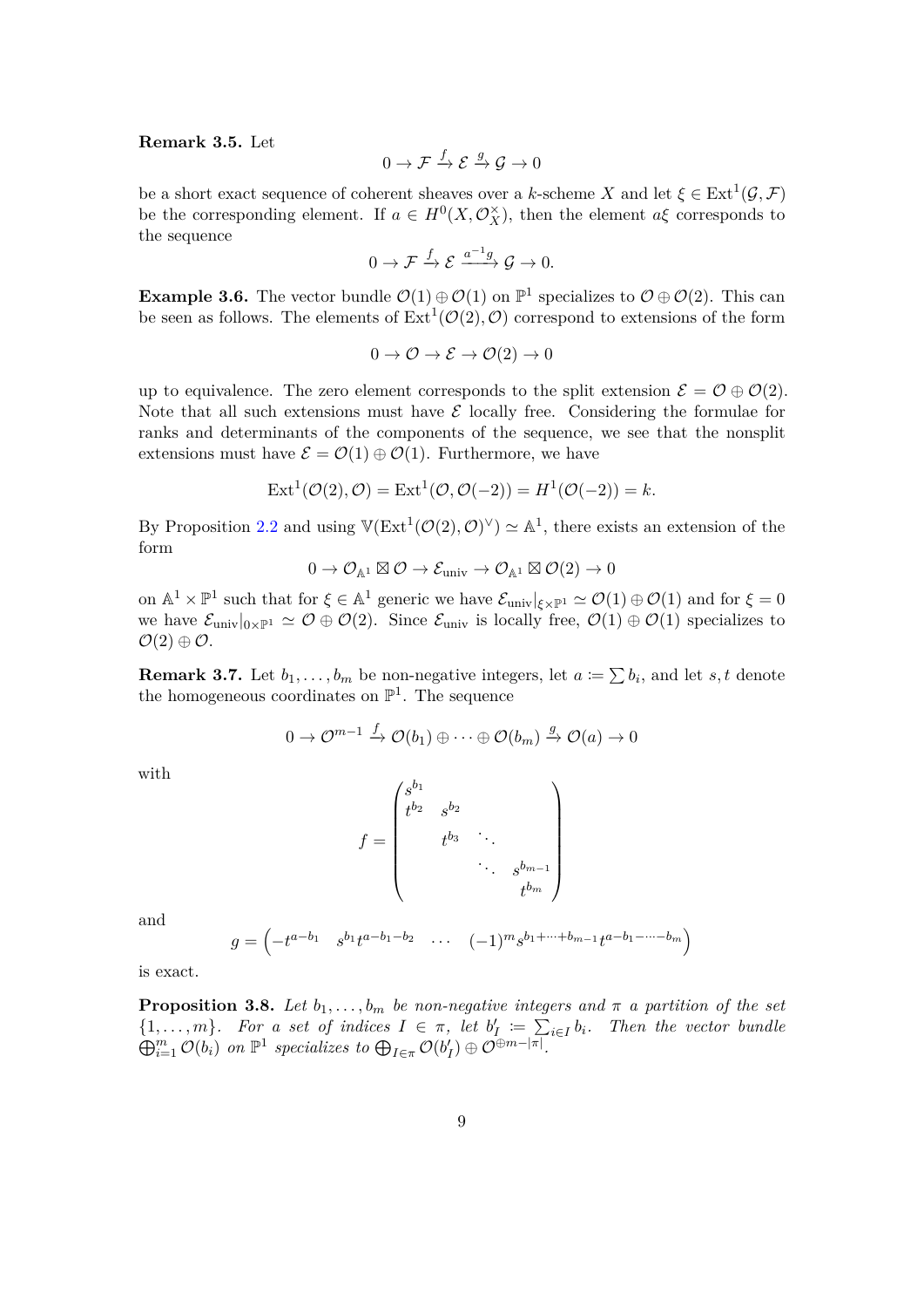**Remark 3.5.** Let

$$0 \to \mathcal{F} \xrightarrow{f} \mathcal{E} \xrightarrow{g} \mathcal{G} \to 0$$

be a short exact sequence of coherent sheaves over a $k$-scheme $X$ and let $\xi \in \operatorname{Ext}^1(\mathcal{G}, \mathcal{F})$ be the corresponding element. If $a \in H^0(X, \mathcal{O}_X^\times)$, then the element $a\xi$ corresponds to the sequence

$$0 \to \mathcal{F} \xrightarrow{f} \mathcal{E} \xrightarrow{a^{-1}g} \mathcal{G} \to 0.$$

**Example 3.6.** The vector bundle $\mathcal{O}(1) \oplus \mathcal{O}(1)$ on $\mathbb{P}^1$ specializes to $\mathcal{O} \oplus \mathcal{O}(2)$. This can be seen as follows. The elements of $\operatorname{Ext}^1(\mathcal{O}(2), \mathcal{O})$ correspond to extensions of the form

$$0 \to \mathcal{O} \to \mathcal{E} \to \mathcal{O}(2) \to 0$$

up to equivalence. The zero element corresponds to the split extension $\mathcal{E} = \mathcal{O} \oplus \mathcal{O}(2)$. Note that all such extensions must have $\mathcal{E}$ locally free. Considering the formulae for ranks and determinants of the components of the sequence, we see that the nonsplit extensions must have $\mathcal{E} = \mathcal{O}(1) \oplus \mathcal{O}(1)$. Furthermore, we have

$$\operatorname{Ext}^1(\mathcal{O}(2), \mathcal{O}) = \operatorname{Ext}^1(\mathcal{O}, \mathcal{O}(-2)) = H^1(\mathcal{O}(-2)) = k.$$

By Proposition 2.2 and using $\mathbb{V}(\operatorname{Ext}^1(\mathcal{O}(2), \mathcal{O})^\vee) \simeq \mathbb{A}^1$, there exists an extension of the form

$$0 \to \mathcal{O}_{\mathbb{A}^1} \boxtimes \mathcal{O} \to \mathcal{E}_{\text{univ}} \to \mathcal{O}_{\mathbb{A}^1} \boxtimes \mathcal{O}(2) \to 0$$

on $\mathbb{A}^1 \times \mathbb{P}^1$ such that for $\xi \in \mathbb{A}^1$ generic we have $\mathcal{E}_{\text{univ}}|_{\xi \times \mathbb{P}^1} \simeq \mathcal{O}(1) \oplus \mathcal{O}(1)$ and for $\xi = 0$ we have $\mathcal{E}_{\text{univ}}|_{0 \times \mathbb{P}^1} \simeq \mathcal{O} \oplus \mathcal{O}(2)$. Since $\mathcal{E}_{\text{univ}}$ is locally free, $\mathcal{O}(1) \oplus \mathcal{O}(1)$ specializes to $\mathcal{O}(2) \oplus \mathcal{O}$.

**Remark 3.7.** Let $b_1, \ldots, b_m$ be non-negative integers, let $a := \sum b_i$, and let $s, t$ denote the homogeneous coordinates on $\mathbb{P}^1$. The sequence

$$0 \to \mathcal{O}^{m-1} \xrightarrow{f} \mathcal{O}(b_1) \oplus \cdots \oplus \mathcal{O}(b_m) \xrightarrow{g} \mathcal{O}(a) \to 0$$

with

$$f = \begin{pmatrix} s^{b_1} & & & \\ t^{b_2} & s^{b_2} & & \\ & t^{b_3} & \ddots & \\ & & \ddots & s^{b_{m-1}} \\ & & & t^{b_m} \end{pmatrix}$$

and

$$g = \begin{pmatrix} -t^{a-b_1} & s^{b_1} t^{a-b_1-b_2} & \cdots & (-1)^m s^{b_1+\cdots+b_{m-1}} t^{a-b_1-\cdots-b_m} \end{pmatrix}$$

is exact.

**Proposition 3.8.** *Let $b_1, \ldots, b_m$ be non-negative integers and $\pi$ a partition of the set $\{1, \ldots, m\}$. For a set of indices $I \in \pi$, let $b'_I := \sum_{i \in I} b_i$. Then the vector bundle $\bigoplus_{i=1}^m \mathcal{O}(b_i)$ on $\mathbb{P}^1$ specializes to $\bigoplus_{I \in \pi} \mathcal{O}(b'_I) \oplus \mathcal{O}^{\oplus m - |\pi|}$.*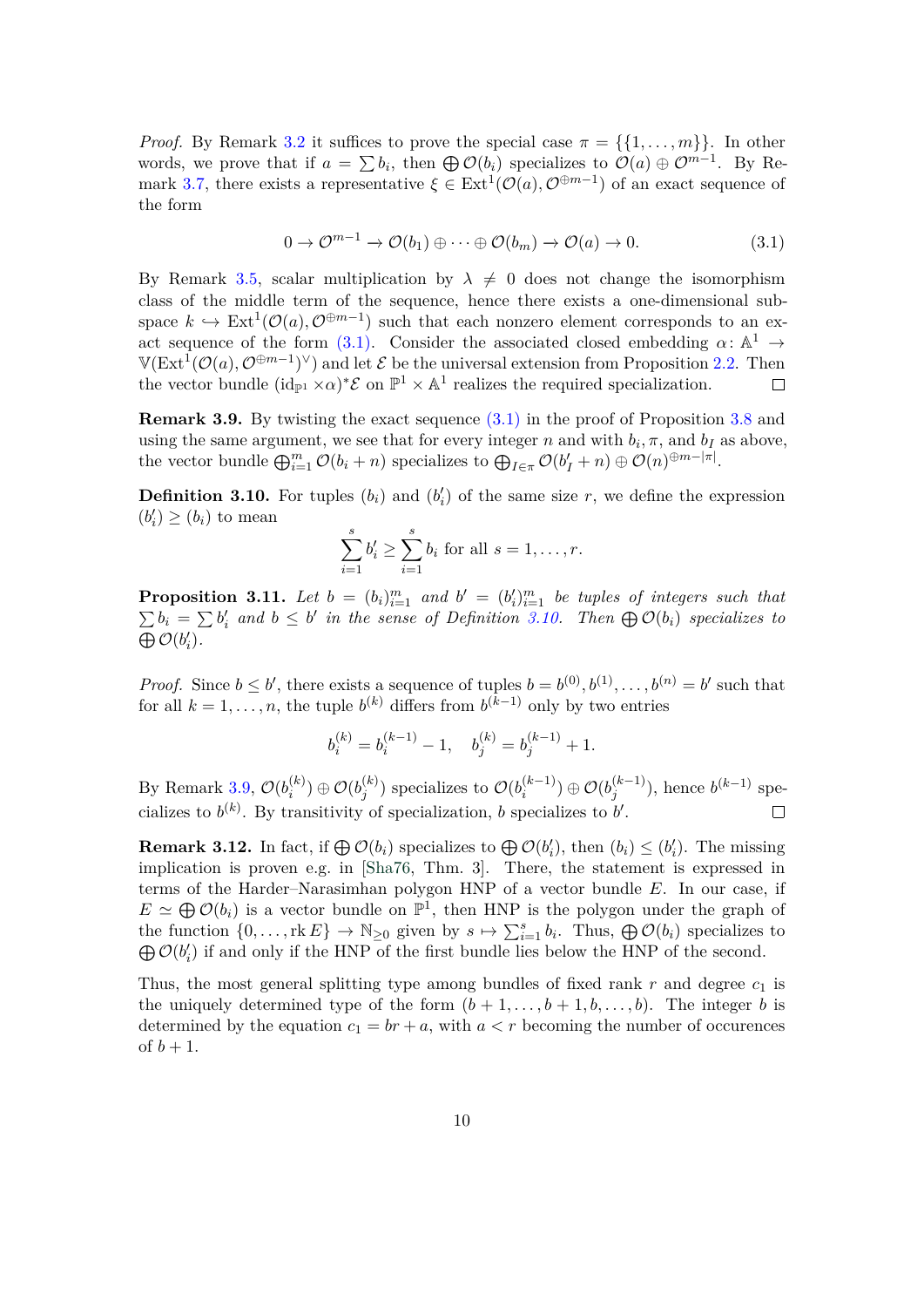*Proof.* By Remark 3.2 it suffices to prove the special case $\pi = \{\{1, \dots, m\}\}$. In other words, we prove that if $a = \sum b_i$, then $\bigoplus \mathcal{O}(b_i)$ specializes to $\mathcal{O}(a) \oplus \mathcal{O}^{m-1}$. By Remark 3.7, there exists a representative $\xi \in \operatorname{Ext}^1(\mathcal{O}(a), \mathcal{O}^{\oplus m-1})$ of an exact sequence of the form

$$0 \to \mathcal{O}^{m-1} \to \mathcal{O}(b_1) \oplus \cdots \oplus \mathcal{O}(b_m) \to \mathcal{O}(a) \to 0. \tag{3.1}$$

By Remark 3.5, scalar multiplication by $\lambda \neq 0$ does not change the isomorphism class of the middle term of the sequence, hence there exists a one-dimensional subspace $k \hookrightarrow \operatorname{Ext}^1(\mathcal{O}(a), \mathcal{O}^{\oplus m-1})$ such that each nonzero element corresponds to an exact sequence of the form (3.1). Consider the associated closed embedding $\alpha \colon \mathbb{A}^1 \to \mathbb{V}(\operatorname{Ext}^1(\mathcal{O}(a), \mathcal{O}^{\oplus m-1})^\vee)$ and let $\mathcal{E}$ be the universal extension from Proposition 2.2. Then the vector bundle $(\mathrm{id}_{\mathbb{P}^1} \times \alpha)^* \mathcal{E}$ on $\mathbb{P}^1 \times \mathbb{A}^1$ realizes the required specialization. □

**Remark 3.9.** By twisting the exact sequence (3.1) in the proof of Proposition 3.8 and using the same argument, we see that for every integer $n$ and with $b_i, \pi$, and $b_I$ as above, the vector bundle $\bigoplus_{i=1}^m \mathcal{O}(b_i + n)$ specializes to $\bigoplus_{I \in \pi} \mathcal{O}(b'_I + n) \oplus \mathcal{O}(n)^{\oplus m - |\pi|}$.

**Definition 3.10.** For tuples $(b_i)$ and $(b'_i)$ of the same size $r$, we define the expression $(b'_i) \geq (b_i)$ to mean

$$\sum_{i=1}^s b'_i \geq \sum_{i=1}^s b_i \text{ for all } s = 1, \dots, r.$$

**Proposition 3.11.** *Let $b = (b_i)_{i=1}^m$ and $b' = (b'_i)_{i=1}^m$ be tuples of integers such that $\sum b_i = \sum b'_i$ and $b \leq b'$ in the sense of Definition 3.10. Then $\bigoplus \mathcal{O}(b_i)$ specializes to $\bigoplus \mathcal{O}(b'_i)$.*

*Proof.* Since $b \leq b'$, there exists a sequence of tuples $b = b^{(0)}, b^{(1)}, \dots, b^{(n)} = b'$ such that for all $k = 1, \dots, n$, the tuple $b^{(k)}$ differs from $b^{(k-1)}$ only by two entries

$$b_i^{(k)} = b_i^{(k-1)} - 1, \quad b_j^{(k)} = b_j^{(k-1)} + 1.$$

By Remark 3.9, $\mathcal{O}(b_i^{(k)}) \oplus \mathcal{O}(b_j^{(k)})$ specializes to $\mathcal{O}(b_i^{(k-1)}) \oplus \mathcal{O}(b_j^{(k-1)})$, hence $b^{(k-1)}$ specializes to $b^{(k)}$. By transitivity of specialization, $b$ specializes to $b'$. □

**Remark 3.12.** In fact, if $\bigoplus \mathcal{O}(b_i)$ specializes to $\bigoplus \mathcal{O}(b'_i)$, then $(b_i) \leq (b'_i)$. The missing implication is proven e.g. in [Sha76, Thm. 3]. There, the statement is expressed in terms of the Harder–Narasimhan polygon HNP of a vector bundle $E$. In our case, if $E \simeq \bigoplus \mathcal{O}(b_i)$ is a vector bundle on $\mathbb{P}^1$, then HNP is the polygon under the graph of the function $\{0, \dots, \operatorname{rk} E\} \to \mathbb{N}_{\geq 0}$ given by $s \mapsto \sum_{i=1}^s b_i$. Thus, $\bigoplus \mathcal{O}(b_i)$ specializes to $\bigoplus \mathcal{O}(b'_i)$ if and only if the HNP of the first bundle lies below the HNP of the second.

Thus, the most general splitting type among bundles of fixed rank $r$ and degree $c_1$ is the uniquely determined type of the form $(b+1, \dots, b+1, b, \dots, b)$. The integer $b$ is determined by the equation $c_1 = br + a$, with $a < r$ becoming the number of occurences of $b + 1$.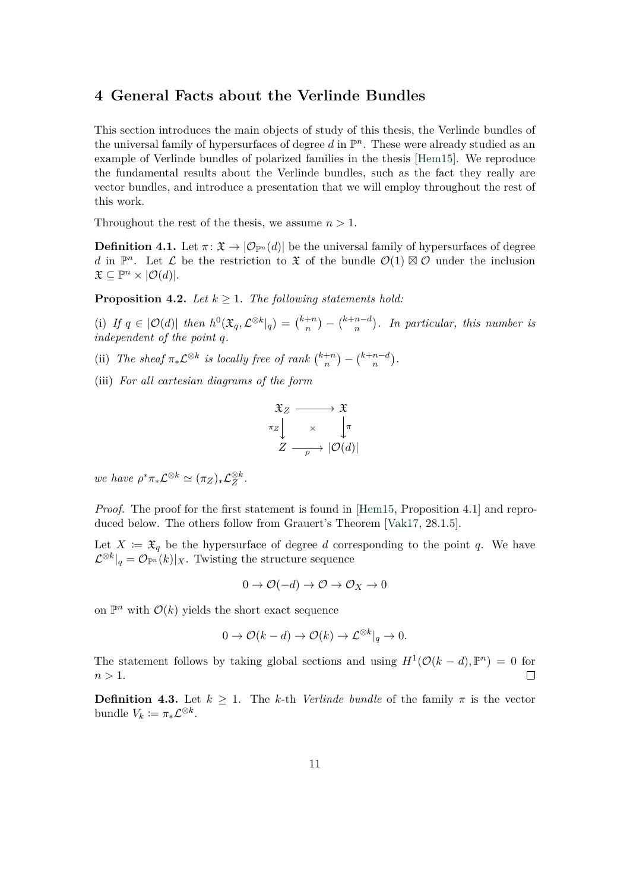## 4 General Facts about the Verlinde Bundles

This section introduces the main objects of study of this thesis, the Verlinde bundles of the universal family of hypersurfaces of degree $d$ in $\mathbb{P}^n$. These were already studied as an example of Verlinde bundles of polarized families in the thesis [Hem15]. We reproduce the fundamental results about the Verlinde bundles, such as the fact they really are vector bundles, and introduce a presentation that we will employ throughout the rest of this work.

Throughout the rest of the thesis, we assume $n > 1$.

**Definition 4.1.** Let $\pi\colon \mathfrak{X} \to |\mathcal{O}_{\mathbb{P}^n}(d)|$ be the universal family of hypersurfaces of degree $d$ in $\mathbb{P}^n$. Let $\mathcal{L}$ be the restriction to $\mathfrak{X}$ of the bundle $\mathcal{O}(1) \boxtimes \mathcal{O}$ under the inclusion $\mathfrak{X} \subseteq \mathbb{P}^n \times |\mathcal{O}(d)|$.

**Proposition 4.2.** *Let $k \geq 1$. The following statements hold:*

(i) *If $q \in |\mathcal{O}(d)|$ then $h^0(\mathfrak{X}_q, \mathcal{L}^{\otimes k}|_q) = \binom{k+n}{n} - \binom{k+n-d}{n}$. In particular, this number is independent of the point $q$.*

(ii) *The sheaf $\pi_*\mathcal{L}^{\otimes k}$ is locally free of rank $\binom{k+n}{n} - \binom{k+n-d}{n}$.*

(iii) *For all cartesian diagrams of the form*

$$\begin{array}{ccc} \mathfrak{X}_Z & \longrightarrow & \mathfrak{X} \\ {\scriptstyle \pi_Z}\downarrow & \times & \downarrow{\scriptstyle \pi} \\ Z & \xrightarrow[\rho]{} & |\mathcal{O}(d)| \end{array}$$

*we have $\rho^*\pi_*\mathcal{L}^{\otimes k} \simeq (\pi_Z)_*\mathcal{L}_Z^{\otimes k}$.*

*Proof.* The proof for the first statement is found in [Hem15, Proposition 4.1] and reproduced below. The others follow from Grauert's Theorem [Vak17, 28.1.5].

Let $X \coloneqq \mathfrak{X}_q$ be the hypersurface of degree $d$ corresponding to the point $q$. We have $\mathcal{L}^{\otimes k}|_q = \mathcal{O}_{\mathbb{P}^n}(k)|_X$. Twisting the structure sequence

$$0 \to \mathcal{O}(-d) \to \mathcal{O} \to \mathcal{O}_X \to 0$$

on $\mathbb{P}^n$ with $\mathcal{O}(k)$ yields the short exact sequence

$$0 \to \mathcal{O}(k-d) \to \mathcal{O}(k) \to \mathcal{L}^{\otimes k}|_q \to 0.$$

The statement follows by taking global sections and using $H^1(\mathcal{O}(k-d), \mathbb{P}^n) = 0$ for $n > 1$. $\square$

**Definition 4.3.** Let $k \geq 1$. The $k$-th *Verlinde bundle* of the family $\pi$ is the vector bundle $V_k \coloneqq \pi_*\mathcal{L}^{\otimes k}$.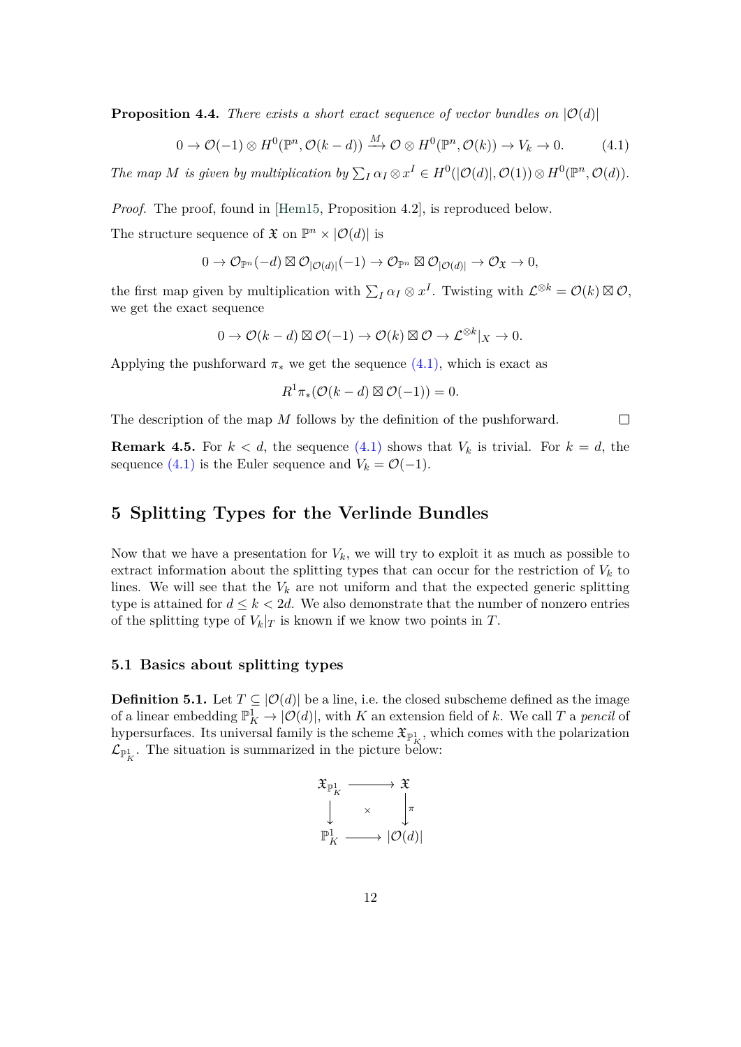**Proposition 4.4.** *There exists a short exact sequence of vector bundles on $|\mathcal{O}(d)|$*

$$0 \to \mathcal{O}(-1) \otimes H^0(\mathbb{P}^n, \mathcal{O}(k-d)) \xrightarrow{M} \mathcal{O} \otimes H^0(\mathbb{P}^n, \mathcal{O}(k)) \to V_k \to 0. \tag{4.1}$$

*The map $M$ is given by multiplication by $\sum_I \alpha_I \otimes x^I \in H^0(|\mathcal{O}(d)|, \mathcal{O}(1)) \otimes H^0(\mathbb{P}^n, \mathcal{O}(d))$.*

*Proof.* The proof, found in [Hem15, Proposition 4.2], is reproduced below.

The structure sequence of $\mathfrak{X}$ on $\mathbb{P}^n \times |\mathcal{O}(d)|$ is

$$0 \to \mathcal{O}_{\mathbb{P}^n}(-d) \boxtimes \mathcal{O}_{|\mathcal{O}(d)|}(-1) \to \mathcal{O}_{\mathbb{P}^n} \boxtimes \mathcal{O}_{|\mathcal{O}(d)|} \to \mathcal{O}_{\mathfrak{X}} \to 0,$$

the first map given by multiplication with $\sum_I \alpha_I \otimes x^I$. Twisting with $\mathcal{L}^{\otimes k} = \mathcal{O}(k) \boxtimes \mathcal{O}$, we get the exact sequence

$$0 \to \mathcal{O}(k-d) \boxtimes \mathcal{O}(-1) \to \mathcal{O}(k) \boxtimes \mathcal{O} \to \mathcal{L}^{\otimes k}|_X \to 0.$$

Applying the pushforward $\pi_*$ we get the sequence (4.1), which is exact as

$$R^1\pi_*(\mathcal{O}(k-d) \boxtimes \mathcal{O}(-1)) = 0.$$

The description of the map $M$ follows by the definition of the pushforward. □

**Remark 4.5.** For $k < d$, the sequence (4.1) shows that $V_k$ is trivial. For $k = d$, the sequence (4.1) is the Euler sequence and $V_k = \mathcal{O}(-1)$.

# 5 Splitting Types for the Verlinde Bundles

Now that we have a presentation for $V_k$, we will try to exploit it as much as possible to extract information about the splitting types that can occur for the restriction of $V_k$ to lines. We will see that the $V_k$ are not uniform and that the expected generic splitting type is attained for $d \leq k < 2d$. We also demonstrate that the number of nonzero entries of the splitting type of $V_k|_T$ is known if we know two points in $T$.

## 5.1 Basics about splitting types

**Definition 5.1.** Let $T \subseteq |\mathcal{O}(d)|$ be a line, i.e. the closed subscheme defined as the image of a linear embedding $\mathbb{P}^1_K \to |\mathcal{O}(d)|$, with $K$ an extension field of $k$. We call $T$ a *pencil* of hypersurfaces. Its universal family is the scheme $\mathfrak{X}_{\mathbb{P}^1_K}$, which comes with the polarization $\mathcal{L}_{\mathbb{P}^1_K}$. The situation is summarized in the picture below:

$$\begin{array}{ccc} \mathfrak{X}_{\mathbb{P}^1_K} & \longrightarrow & \mathfrak{X} \\ \downarrow & \times & \downarrow \pi \\ \mathbb{P}^1_K & \longrightarrow & |\mathcal{O}(d)| \end{array}$$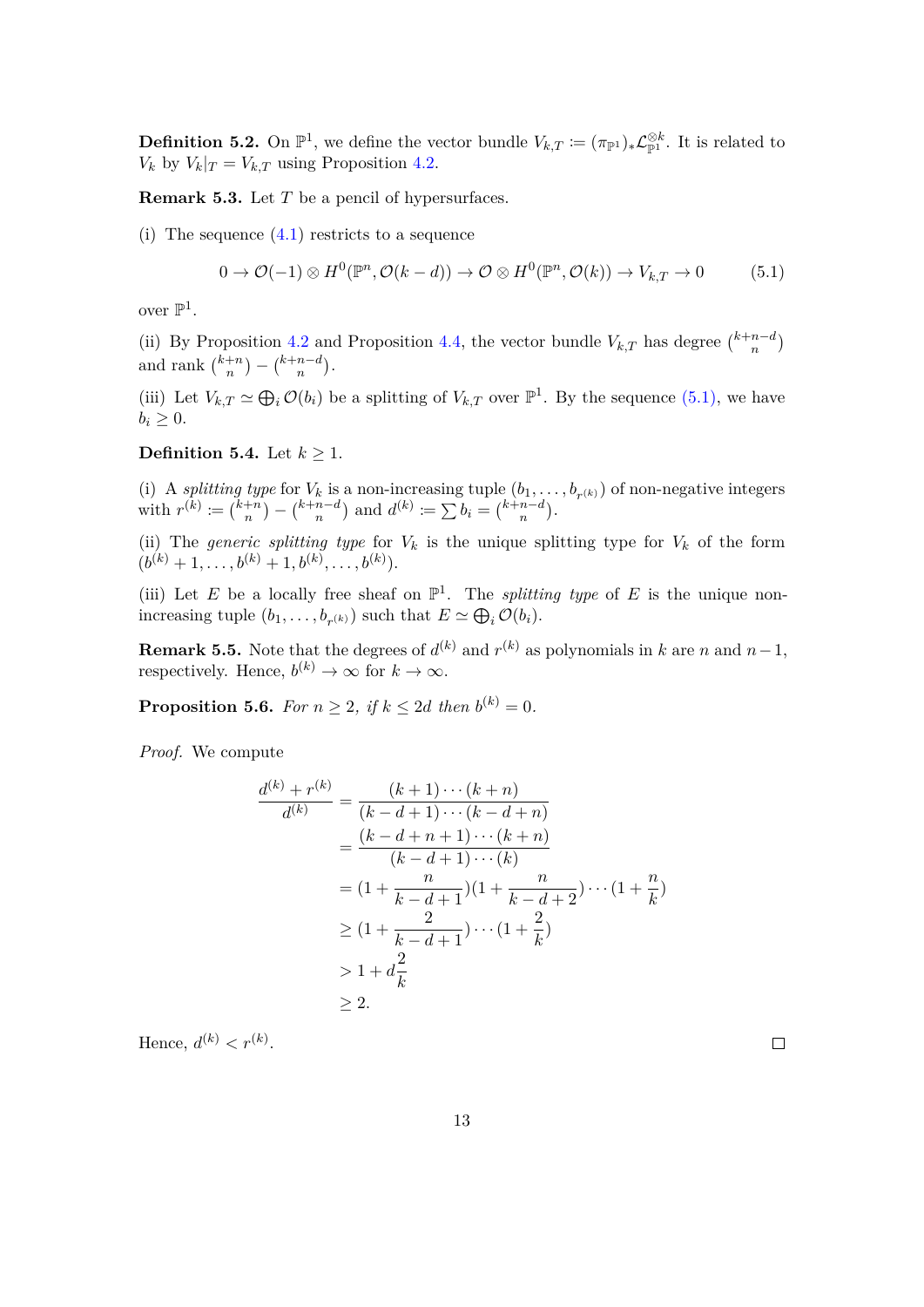**Definition 5.2.** On $\mathbb{P}^1$, we define the vector bundle $V_{k,T} := (\pi_{\mathbb{P}^1})_* \mathcal{L}_{\mathbb{P}^1}^{\otimes k}$. It is related to $V_k$ by $V_k|_T = V_{k,T}$ using Proposition 4.2.

**Remark 5.3.** Let $T$ be a pencil of hypersurfaces.

(i) The sequence (4.1) restricts to a sequence

$$0 \to \mathcal{O}(-1) \otimes H^0(\mathbb{P}^n, \mathcal{O}(k-d)) \to \mathcal{O} \otimes H^0(\mathbb{P}^n, \mathcal{O}(k)) \to V_{k,T} \to 0 \tag{5.1}$$

over $\mathbb{P}^1$.

(ii) By Proposition 4.2 and Proposition 4.4, the vector bundle $V_{k,T}$ has degree $\binom{k+n-d}{n}$ and rank $\binom{k+n}{n} - \binom{k+n-d}{n}$.

(iii) Let $V_{k,T} \simeq \bigoplus_i \mathcal{O}(b_i)$ be a splitting of $V_{k,T}$ over $\mathbb{P}^1$. By the sequence (5.1), we have $b_i \geq 0$.

**Definition 5.4.** Let $k \geq 1$.

(i) A *splitting type* for $V_k$ is a non-increasing tuple $(b_1, \ldots, b_{r^{(k)}})$ of non-negative integers with $r^{(k)} := \binom{k+n}{n} - \binom{k+n-d}{n}$ and $d^{(k)} := \sum b_i = \binom{k+n-d}{n}$.

(ii) The *generic splitting type* for $V_k$ is the unique splitting type for $V_k$ of the form $(b^{(k)}+1, \ldots, b^{(k)}+1, b^{(k)}, \ldots, b^{(k)})$.

(iii) Let $E$ be a locally free sheaf on $\mathbb{P}^1$. The *splitting type* of $E$ is the unique non-increasing tuple $(b_1, \ldots, b_{r^{(k)}})$ such that $E \simeq \bigoplus_i \mathcal{O}(b_i)$.

**Remark 5.5.** Note that the degrees of $d^{(k)}$ and $r^{(k)}$ as polynomials in $k$ are $n$ and $n-1$, respectively. Hence, $b^{(k)} \to \infty$ for $k \to \infty$.

**Proposition 5.6.** *For $n \geq 2$, if $k \leq 2d$ then $b^{(k)} = 0$.*

*Proof.* We compute

$$\begin{aligned}
\frac{d^{(k)} + r^{(k)}}{d^{(k)}} &= \frac{(k+1)\cdots(k+n)}{(k-d+1)\cdots(k-d+n)} \\
&= \frac{(k-d+n+1)\cdots(k+n)}{(k-d+1)\cdots(k)} \\
&= (1 + \frac{n}{k-d+1})(1 + \frac{n}{k-d+2}) \cdots (1 + \frac{n}{k}) \\
&\geq (1 + \frac{2}{k-d+1}) \cdots (1 + \frac{2}{k}) \\
&> 1 + d\frac{2}{k} \\
&\geq 2.
\end{aligned}$$

Hence, $d^{(k)} < r^{(k)}$. $\square$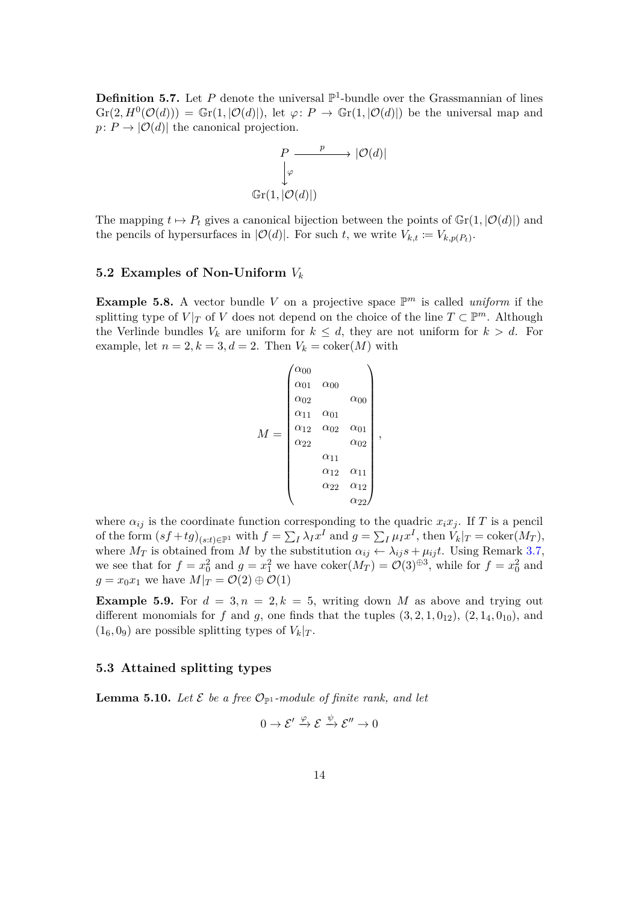**Definition 5.7.** Let $P$ denote the universal $\mathbb{P}^1$-bundle over the Grassmannian of lines $\mathrm{Gr}(2, H^0(\mathcal{O}(d))) = \mathbb{G}\mathrm{r}(1, |\mathcal{O}(d)|)$, let $\varphi\colon P \to \mathbb{G}\mathrm{r}(1, |\mathcal{O}(d)|)$ be the universal map and $p\colon P \to |\mathcal{O}(d)|$ the canonical projection.

$$\begin{array}{ccc} P & \xrightarrow{\quad p \quad} & |\mathcal{O}(d)| \\ \big\downarrow{\scriptstyle \varphi} & & \\ \mathbb{G}\mathrm{r}(1, |\mathcal{O}(d)|) & & \end{array}$$

The mapping $t \mapsto P_t$ gives a canonical bijection between the points of $\mathbb{G}\mathrm{r}(1, |\mathcal{O}(d)|)$ and the pencils of hypersurfaces in $|\mathcal{O}(d)|$. For such $t$, we write $V_{k,t} := V_{k,p(P_t)}$.

## 5.2 Examples of Non-Uniform $V_k$

**Example 5.8.** A vector bundle $V$ on a projective space $\mathbb{P}^m$ is called *uniform* if the splitting type of $V|_T$ of $V$ does not depend on the choice of the line $T \subset \mathbb{P}^m$. Although the Verlinde bundles $V_k$ are uniform for $k \leq d$, they are not uniform for $k > d$. For example, let $n = 2, k = 3, d = 2$. Then $V_k = \mathrm{coker}(M)$ with

$$M = \begin{pmatrix} \alpha_{00} & & \\ \alpha_{01} & \alpha_{00} & \\ \alpha_{02} & & \alpha_{00} \\ \alpha_{11} & \alpha_{01} & \\ \alpha_{12} & \alpha_{02} & \alpha_{01} \\ \alpha_{22} & & \alpha_{02} \\ & \alpha_{11} & \\ & \alpha_{12} & \alpha_{11} \\ & \alpha_{22} & \alpha_{12} \\ & & \alpha_{22} \end{pmatrix},$$

where $\alpha_{ij}$ is the coordinate function corresponding to the quadric $x_i x_j$. If $T$ is a pencil of the form $(sf + tg)_{(s:t)\in\mathbb{P}^1}$ with $f = \sum_I \lambda_I x^I$ and $g = \sum_I \mu_I x^I$, then $V_k|_T = \mathrm{coker}(M_T)$, where $M_T$ is obtained from $M$ by the substitution $\alpha_{ij} \leftarrow \lambda_{ij} s + \mu_{ij} t$. Using Remark 3.7, we see that for $f = x_0^2$ and $g = x_1^2$ we have $\mathrm{coker}(M_T) = \mathcal{O}(3)^{\oplus 3}$, while for $f = x_0^2$ and $g = x_0 x_1$ we have $M|_T = \mathcal{O}(2) \oplus \mathcal{O}(1)$

**Example 5.9.** For $d = 3, n = 2, k = 5$, writing down $M$ as above and trying out different monomials for $f$ and $g$, one finds that the tuples $(3, 2, 1, 0_{12})$, $(2, 1_4, 0_{10})$, and $(1_6, 0_9)$ are possible splitting types of $V_k|_T$.

## 5.3 Attained splitting types

**Lemma 5.10.** *Let $\mathcal{E}$ be a free $\mathcal{O}_{\mathbb{P}^1}$-module of finite rank, and let*

$$0 \to \mathcal{E}' \xrightarrow{\varphi} \mathcal{E} \xrightarrow{\psi} \mathcal{E}'' \to 0$$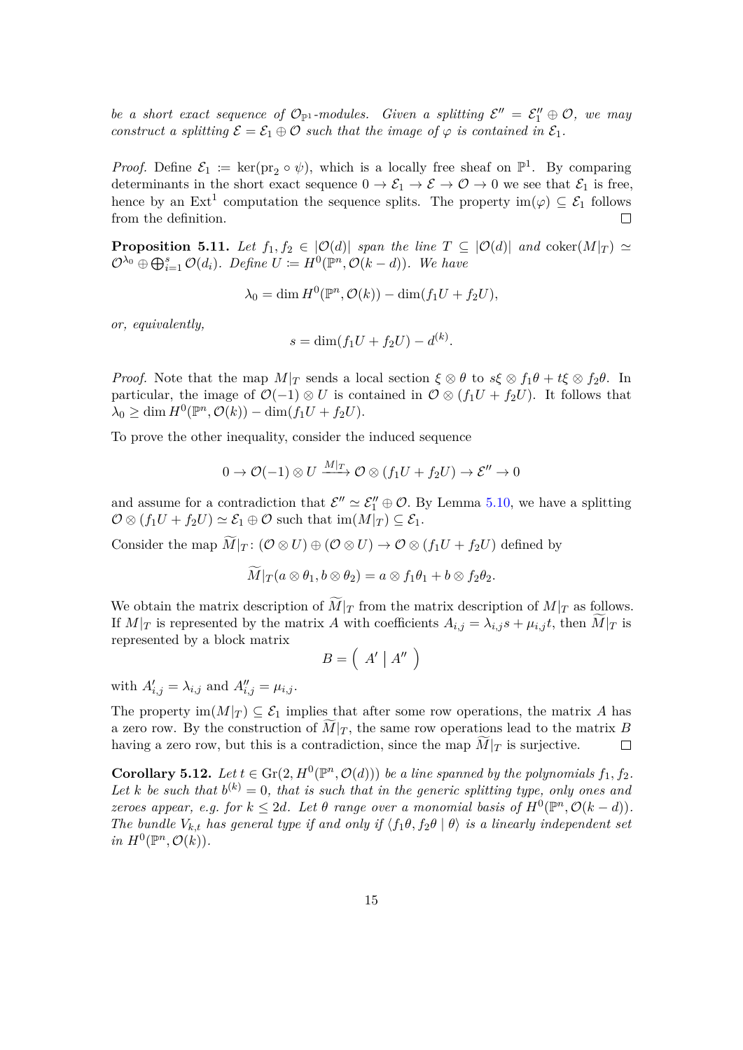*be a short exact sequence of $\mathcal{O}_{\mathbb{P}^1}$-modules. Given a splitting $\mathcal{E}'' = \mathcal{E}_1'' \oplus \mathcal{O}$, we may construct a splitting $\mathcal{E} = \mathcal{E}_1 \oplus \mathcal{O}$ such that the image of $\varphi$ is contained in $\mathcal{E}_1$.*

*Proof.* Define $\mathcal{E}_1 := \ker(\mathrm{pr}_2 \circ \psi)$, which is a locally free sheaf on $\mathbb{P}^1$. By comparing determinants in the short exact sequence $0 \to \mathcal{E}_1 \to \mathcal{E} \to \mathcal{O} \to 0$ we see that $\mathcal{E}_1$ is free, hence by an $\mathrm{Ext}^1$ computation the sequence splits. The property $\mathrm{im}(\varphi) \subseteq \mathcal{E}_1$ follows from the definition. □

**Proposition 5.11.** *Let $f_1, f_2 \in |\mathcal{O}(d)|$ span the line $T \subseteq |\mathcal{O}(d)|$ and $\mathrm{coker}(M|_T) \simeq \mathcal{O}^{\lambda_0} \oplus \bigoplus_{i=1}^{s} \mathcal{O}(d_i)$. Define $U := H^0(\mathbb{P}^n, \mathcal{O}(k-d))$. We have*

$$\lambda_0 = \dim H^0(\mathbb{P}^n, \mathcal{O}(k)) - \dim(f_1 U + f_2 U),$$

*or, equivalently,*

$$s = \dim(f_1 U + f_2 U) - d^{(k)}.$$

*Proof.* Note that the map $M|_T$ sends a local section $\xi \otimes \theta$ to $s\xi \otimes f_1\theta + t\xi \otimes f_2\theta$. In particular, the image of $\mathcal{O}(-1) \otimes U$ is contained in $\mathcal{O} \otimes (f_1 U + f_2 U)$. It follows that $\lambda_0 \geq \dim H^0(\mathbb{P}^n, \mathcal{O}(k)) - \dim(f_1 U + f_2 U)$.

To prove the other inequality, consider the induced sequence

$$0 \to \mathcal{O}(-1) \otimes U \xrightarrow{M|_T} \mathcal{O} \otimes (f_1 U + f_2 U) \to \mathcal{E}'' \to 0$$

and assume for a contradiction that $\mathcal{E}'' \simeq \mathcal{E}_1'' \oplus \mathcal{O}$. By Lemma 5.10, we have a splitting $\mathcal{O} \otimes (f_1 U + f_2 U) \simeq \mathcal{E}_1 \oplus \mathcal{O}$ such that $\mathrm{im}(M|_T) \subseteq \mathcal{E}_1$.

Consider the map $\widetilde{M}|_T : (\mathcal{O} \otimes U) \oplus (\mathcal{O} \otimes U) \to \mathcal{O} \otimes (f_1 U + f_2 U)$ defined by

$$\widetilde{M}|_T(a \otimes \theta_1, b \otimes \theta_2) = a \otimes f_1\theta_1 + b \otimes f_2\theta_2.$$

We obtain the matrix description of $\widetilde{M}|_T$ from the matrix description of $M|_T$ as follows. If $M|_T$ is represented by the matrix $A$ with coefficients $A_{i,j} = \lambda_{i,j}s + \mu_{i,j}t$, then $\widetilde{M}|_T$ is represented by a block matrix

$$B = \left( \begin{array}{c|c} A' & A'' \end{array} \right)$$

with $A'_{i,j} = \lambda_{i,j}$ and $A''_{i,j} = \mu_{i,j}$.

The property $\mathrm{im}(M|_T) \subseteq \mathcal{E}_1$ implies that after some row operations, the matrix $A$ has a zero row. By the construction of $\widetilde{M}|_T$, the same row operations lead to the matrix $B$ having a zero row, but this is a contradiction, since the map $\widetilde{M}|_T$ is surjective. □

**Corollary 5.12.** *Let $t \in \mathrm{Gr}(2, H^0(\mathbb{P}^n, \mathcal{O}(d)))$ be a line spanned by the polynomials $f_1, f_2$. Let $k$ be such that $\mathfrak{b}^{(k)} = 0$, that is such that in the generic splitting type, only ones and zeroes appear, e.g. for $k \leq 2d$. Let $\theta$ range over a monomial basis of $H^0(\mathbb{P}^n, \mathcal{O}(k-d))$. The bundle $V_{k,t}$ has general type if and only if $\langle f_1\theta, f_2\theta \mid \theta \rangle$ is a linearly independent set in $H^0(\mathbb{P}^n, \mathcal{O}(k))$.*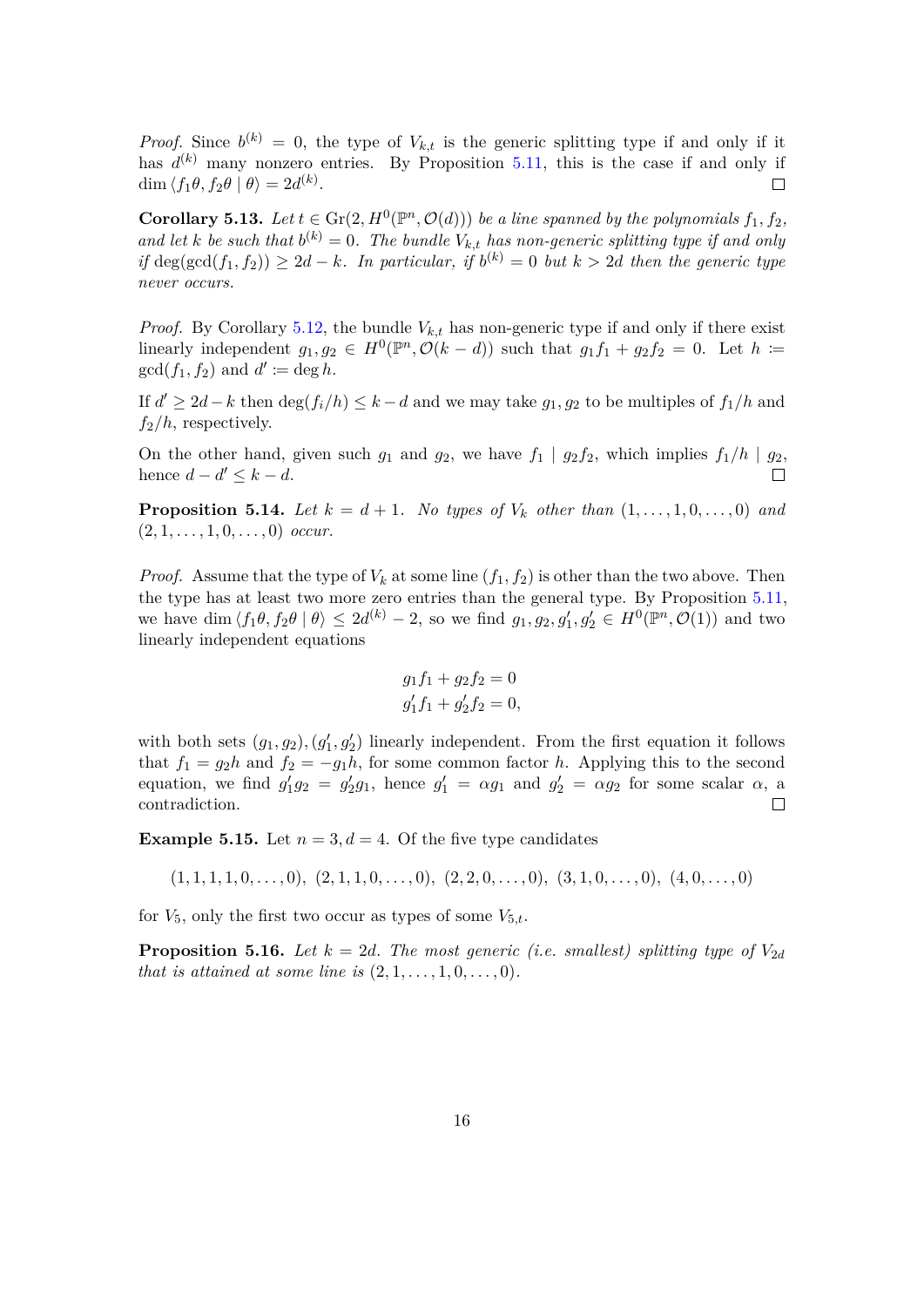*Proof.* Since $b^{(k)} = 0$, the type of $V_{k,t}$ is the generic splitting type if and only if it has $d^{(k)}$ many nonzero entries. By Proposition 5.11, this is the case if and only if $\dim \langle f_1\theta, f_2\theta \mid \theta \rangle = 2d^{(k)}$. □

**Corollary 5.13.** *Let $t \in \mathrm{Gr}(2, H^0(\mathbb{P}^n, \mathcal{O}(d)))$ be a line spanned by the polynomials $f_1, f_2$, and let $k$ be such that $b^{(k)} = 0$. The bundle $V_{k,t}$ has non-generic splitting type if and only if $\deg(\gcd(f_1, f_2)) \geq 2d - k$. In particular, if $b^{(k)} = 0$ but $k > 2d$ then the generic type never occurs.*

*Proof.* By Corollary 5.12, the bundle $V_{k,t}$ has non-generic type if and only if there exist linearly independent $g_1, g_2 \in H^0(\mathbb{P}^n, \mathcal{O}(k-d))$ such that $g_1 f_1 + g_2 f_2 = 0$. Let $h := \gcd(f_1, f_2)$ and $d' := \deg h$.

If $d' \geq 2d - k$ then $\deg(f_i/h) \leq k - d$ and we may take $g_1, g_2$ to be multiples of $f_1/h$ and $f_2/h$, respectively.

On the other hand, given such $g_1$ and $g_2$, we have $f_1 \mid g_2 f_2$, which implies $f_1/h \mid g_2$, hence $d - d' \leq k - d$. □

**Proposition 5.14.** *Let $k = d + 1$. No types of $V_k$ other than $(1, \ldots, 1, 0, \ldots, 0)$ and $(2, 1, \ldots, 1, 0, \ldots, 0)$ occur.*

*Proof.* Assume that the type of $V_k$ at some line $(f_1, f_2)$ is other than the two above. Then the type has at least two more zero entries than the general type. By Proposition 5.11, we have $\dim \langle f_1\theta, f_2\theta \mid \theta \rangle \leq 2d^{(k)} - 2$, so we find $g_1, g_2, g_1', g_2' \in H^0(\mathbb{P}^n, \mathcal{O}(1))$ and two linearly independent equations

$$
\begin{aligned}
g_1 f_1 + g_2 f_2 &= 0 \\
g_1' f_1 + g_2' f_2 &= 0,
\end{aligned}
$$

with both sets $(g_1, g_2), (g_1', g_2')$ linearly independent. From the first equation it follows that $f_1 = g_2 h$ and $f_2 = -g_1 h$, for some common factor $h$. Applying this to the second equation, we find $g_1' g_2 = g_2' g_1$, hence $g_1' = \alpha g_1$ and $g_2' = \alpha g_2$ for some scalar $\alpha$, a contradiction. □

**Example 5.15.** Let $n = 3, d = 4$. Of the five type candidates

$$
(1, 1, 1, 1, 0, \ldots, 0),\ (2, 1, 1, 0, \ldots, 0),\ (2, 2, 0, \ldots, 0),\ (3, 1, 0, \ldots, 0),\ (4, 0, \ldots, 0)
$$

for $V_5$, only the first two occur as types of some $V_{5,t}$.

**Proposition 5.16.** *Let $k = 2d$. The most generic (i.e. smallest) splitting type of $V_{2d}$ that is attained at some line is $(2, 1, \ldots, 1, 0, \ldots, 0)$.*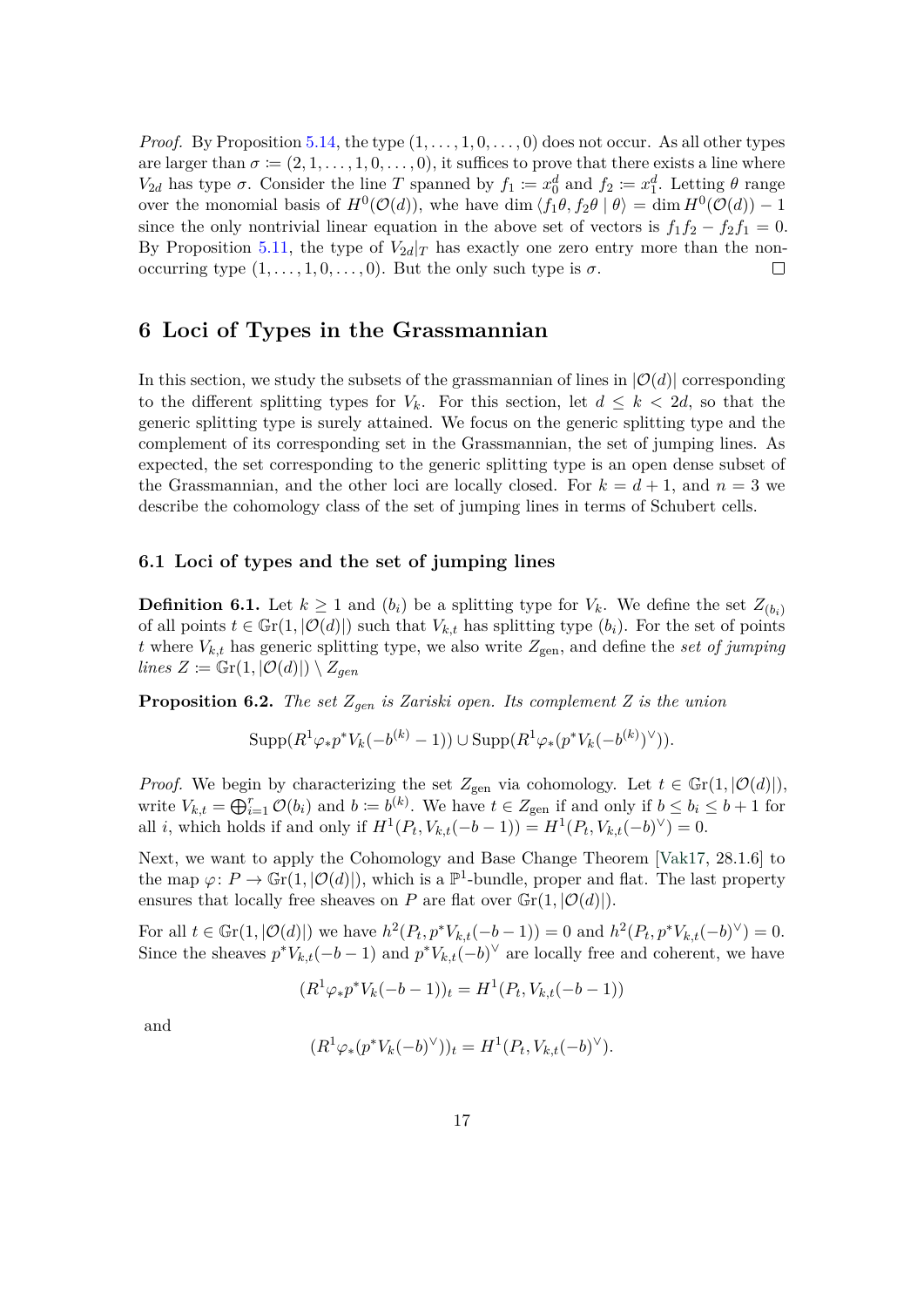*Proof.* By Proposition 5.14, the type $(1, \dots, 1, 0, \dots, 0)$ does not occur. As all other types are larger than $\sigma := (2, 1, \dots, 1, 0, \dots, 0)$, it suffices to prove that there exists a line where $V_{2d}$ has type $\sigma$. Consider the line $T$ spanned by $f_1 := x_0^d$ and $f_2 := x_1^d$. Letting $\theta$ range over the monomial basis of $H^0(\mathcal{O}(d))$, whe have $\dim \langle f_1\theta, f_2\theta \mid \theta \rangle = \dim H^0(\mathcal{O}(d)) - 1$ since the only nontrivial linear equation in the above set of vectors is $f_1 f_2 - f_2 f_1 = 0$. By Proposition 5.11, the type of $V_{2d}|_T$ has exactly one zero entry more than the non-occurring type $(1, \dots, 1, 0, \dots, 0)$. But the only such type is $\sigma$. $\square$

# 6 Loci of Types in the Grassmannian

In this section, we study the subsets of the grassmannian of lines in $|\mathcal{O}(d)|$ corresponding to the different splitting types for $V_k$. For this section, let $d \leq k < 2d$, so that the generic splitting type is surely attained. We focus on the generic splitting type and the complement of its corresponding set in the Grassmannian, the set of jumping lines. As expected, the set corresponding to the generic splitting type is an open dense subset of the Grassmannian, and the other loci are locally closed. For $k = d + 1$, and $n = 3$ we describe the cohomology class of the set of jumping lines in terms of Schubert cells.

## 6.1 Loci of types and the set of jumping lines

**Definition 6.1.** Let $k \geq 1$ and $(b_i)$ be a splitting type for $V_k$. We define the set $Z_{(b_i)}$ of all points $t \in \mathbb{G}\mathrm{r}(1, |\mathcal{O}(d)|)$ such that $V_{k,t}$ has splitting type $(b_i)$. For the set of points $t$ where $V_{k,t}$ has generic splitting type, we also write $Z_{\mathrm{gen}}$, and define the *set of jumping lines* $Z := \mathbb{G}\mathrm{r}(1, |\mathcal{O}(d)|) \setminus Z_{gen}$

**Proposition 6.2.** *The set $Z_{gen}$ is Zariski open. Its complement $Z$ is the union*

$$\mathrm{Supp}(R^1\varphi_* p^* V_k(-b^{(k)} - 1)) \cup \mathrm{Supp}(R^1\varphi_*(p^* V_k(-b^{(k)})^\vee)).$$

*Proof.* We begin by characterizing the set $Z_{\mathrm{gen}}$ via cohomology. Let $t \in \mathbb{G}\mathrm{r}(1, |\mathcal{O}(d)|)$, write $V_{k,t} = \bigoplus_{i=1}^r \mathcal{O}(b_i)$ and $b := b^{(k)}$. We have $t \in Z_{\mathrm{gen}}$ if and only if $b \leq b_i \leq b + 1$ for all $i$, which holds if and only if $H^1(P_t, V_{k,t}(-b-1)) = H^1(P_t, V_{k,t}(-b)^\vee) = 0$.

Next, we want to apply the Cohomology and Base Change Theorem [Vak17, 28.1.6] to the map $\varphi\colon P \to \mathbb{G}\mathrm{r}(1, |\mathcal{O}(d)|)$, which is a $\mathbb{P}^1$-bundle, proper and flat. The last property ensures that locally free sheaves on $P$ are flat over $\mathbb{G}\mathrm{r}(1, |\mathcal{O}(d)|)$.

For all $t \in \mathbb{G}\mathrm{r}(1, |\mathcal{O}(d)|)$ we have $h^2(P_t, p^* V_{k,t}(-b-1)) = 0$ and $h^2(P_t, p^* V_{k,t}(-b)^\vee) = 0$. Since the sheaves $p^* V_{k,t}(-b-1)$ and $p^* V_{k,t}(-b)^\vee$ are locally free and coherent, we have

$$(R^1\varphi_* p^* V_k(-b-1))_t = H^1(P_t, V_{k,t}(-b-1))$$

and

$$(R^1\varphi_*(p^* V_k(-b)^\vee))_t = H^1(P_t, V_{k,t}(-b)^\vee).$$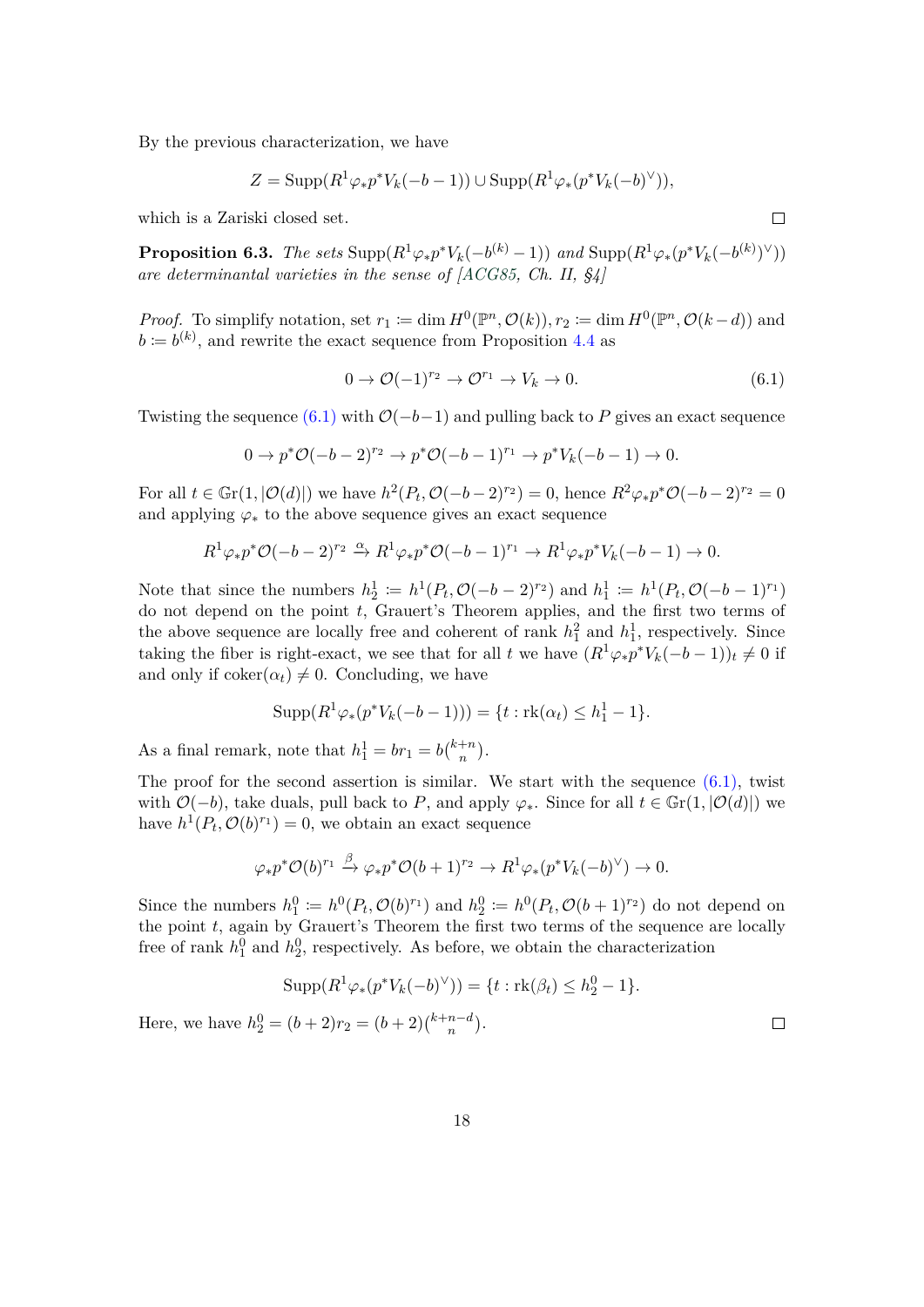By the previous characterization, we have

$$Z = \operatorname{Supp}(R^1\varphi_* p^* V_k(-b-1)) \cup \operatorname{Supp}(R^1\varphi_*(p^*V_k(-b)^\vee)),$$

which is a Zariski closed set. $\square$

**Proposition 6.3.** *The sets* $\operatorname{Supp}(R^1\varphi_* p^* V_k(-b^{(k)}-1))$ *and* $\operatorname{Supp}(R^1\varphi_*(p^*V_k(-b^{(k)})^\vee))$ *are determinantal varieties in the sense of [ACG85, Ch. II, §4]*

*Proof.* To simplify notation, set $r_1 := \dim H^0(\mathbb{P}^n, \mathcal{O}(k)), r_2 := \dim H^0(\mathbb{P}^n, \mathcal{O}(k-d))$ and $b := b^{(k)}$, and rewrite the exact sequence from Proposition 4.4 as

$$0 \to \mathcal{O}(-1)^{r_2} \to \mathcal{O}^{r_1} \to V_k \to 0. \tag{6.1}$$

Twisting the sequence (6.1) with $\mathcal{O}(-b-1)$ and pulling back to $P$ gives an exact sequence

$$0 \to p^*\mathcal{O}(-b-2)^{r_2} \to p^*\mathcal{O}(-b-1)^{r_1} \to p^*V_k(-b-1) \to 0.$$

For all $t \in \mathbb{G}\mathrm{r}(1, |\mathcal{O}(d)|)$ we have $h^2(P_t, \mathcal{O}(-b-2)^{r_2}) = 0$, hence $R^2\varphi_* p^*\mathcal{O}(-b-2)^{r_2} = 0$ and applying $\varphi_*$ to the above sequence gives an exact sequence

$$R^1\varphi_* p^*\mathcal{O}(-b-2)^{r_2} \xrightarrow{\alpha} R^1\varphi_* p^*\mathcal{O}(-b-1)^{r_1} \to R^1\varphi_* p^* V_k(-b-1) \to 0.$$

Note that since the numbers $h^1_2 := h^1(P_t, \mathcal{O}(-b-2)^{r_2})$ and $h^1_1 := h^1(P_t, \mathcal{O}(-b-1)^{r_1})$ do not depend on the point $t$, Grauert's Theorem applies, and the first two terms of the above sequence are locally free and coherent of rank $h^2_1$ and $h^1_1$, respectively. Since taking the fiber is right-exact, we see that for all $t$ we have $(R^1\varphi_* p^* V_k(-b-1))_t \neq 0$ if and only if $\operatorname{coker}(\alpha_t) \neq 0$. Concluding, we have

$$\operatorname{Supp}(R^1\varphi_*(p^*V_k(-b-1))) = \{t : \operatorname{rk}(\alpha_t) \leq h^1_1 - 1\}.$$

As a final remark, note that $h^1_1 = br_1 = b\binom{k+n}{n}$.

The proof for the second assertion is similar. We start with the sequence (6.1), twist with $\mathcal{O}(-b)$, take duals, pull back to $P$, and apply $\varphi_*$. Since for all $t \in \mathbb{G}\mathrm{r}(1, |\mathcal{O}(d)|)$ we have $h^1(P_t, \mathcal{O}(b)^{r_1}) = 0$, we obtain an exact sequence

$$\varphi_* p^*\mathcal{O}(b)^{r_1} \xrightarrow{\beta} \varphi_* p^*\mathcal{O}(b+1)^{r_2} \to R^1\varphi_*(p^*V_k(-b)^\vee) \to 0.$$

Since the numbers $h^0_1 := h^0(P_t, \mathcal{O}(b)^{r_1})$ and $h^0_2 := h^0(P_t, \mathcal{O}(b+1)^{r_2})$ do not depend on the point $t$, again by Grauert's Theorem the first two terms of the sequence are locally free of rank $h^0_1$ and $h^0_2$, respectively. As before, we obtain the characterization

$$\operatorname{Supp}(R^1\varphi_*(p^*V_k(-b)^\vee)) = \{t : \operatorname{rk}(\beta_t) \leq h^0_2 - 1\}.$$

Here, we have $h^0_2 = (b+2)r_2 = (b+2)\binom{k+n-d}{n}$. $\square$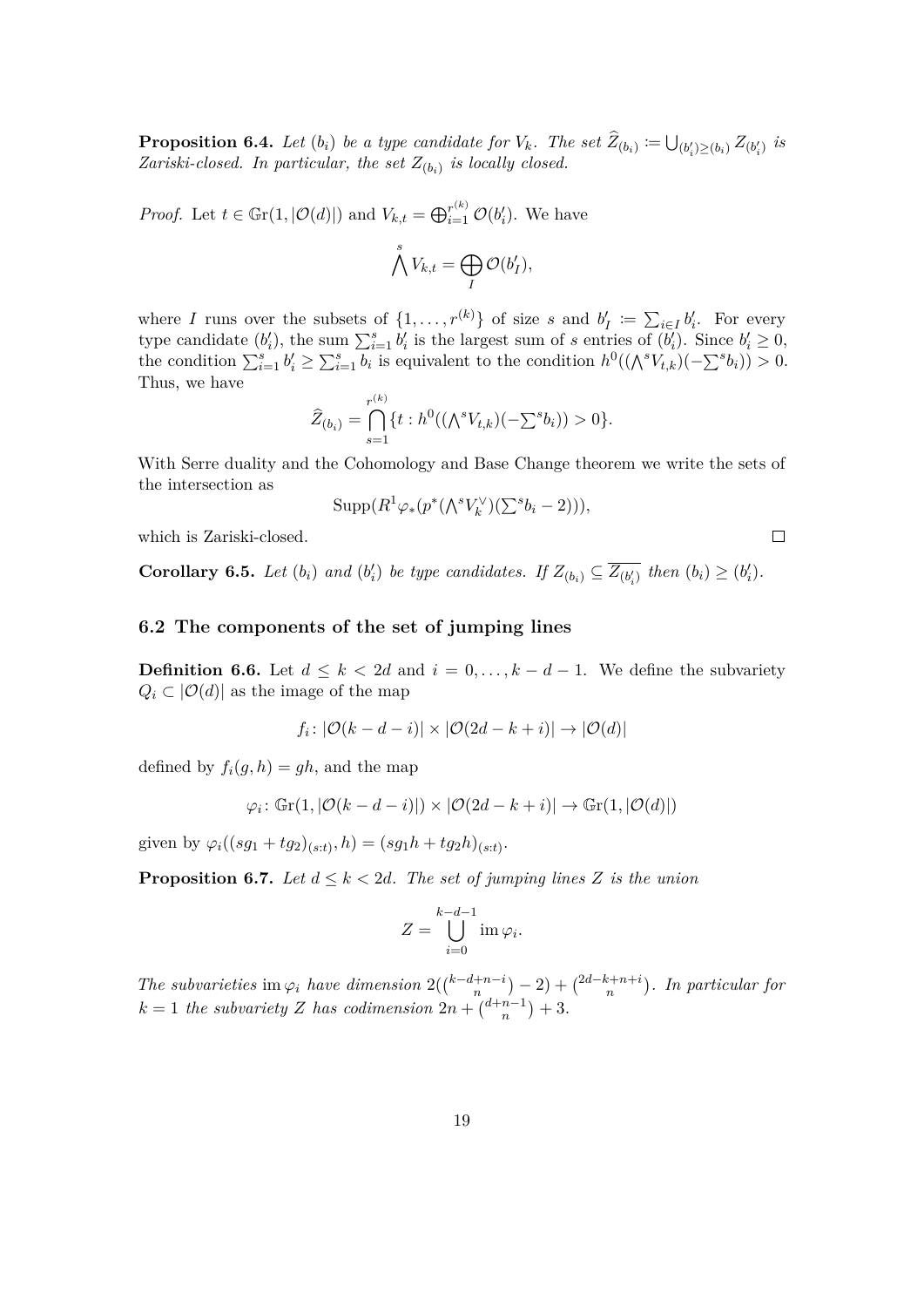**Proposition 6.4.** *Let $(b_i)$ be a type candidate for $V_k$. The set $\widehat{Z}_{(b_i)} \coloneqq \bigcup_{(b'_i)\geq(b_i)} Z_{(b'_i)}$ is Zariski-closed. In particular, the set $Z_{(b_i)}$ is locally closed.*

*Proof.* Let $t \in \mathbb{G}\mathrm{r}(1, |\mathcal{O}(d)|)$ and $V_{k,t} = \bigoplus_{i=1}^{r^{(k)}} \mathcal{O}(b'_i)$. We have

$$\bigwedge^s V_{k,t} = \bigoplus_I \mathcal{O}(b'_I),$$

where $I$ runs over the subsets of $\{1, \dots, r^{(k)}\}$ of size $s$ and $b'_I \coloneqq \sum_{i\in I} b'_i$. For every type candidate $(b'_i)$, the sum $\sum_{i=1}^s b'_i$ is the largest sum of $s$ entries of $(b'_i)$. Since $b'_i \geq 0$, the condition $\sum_{i=1}^s b'_i \geq \sum_{i=1}^s b_i$ is equivalent to the condition $h^0((\bigwedge^s V_{t,k})(-\sum^s b_i)) > 0$. Thus, we have

$$\widehat{Z}_{(b_i)} = \bigcap_{s=1}^{r^{(k)}} \{t : h^0((\textstyle\bigwedge^s V_{t,k})(-\sum^s b_i)) > 0\}.$$

With Serre duality and the Cohomology and Base Change theorem we write the sets of the intersection as

$$\operatorname{Supp}(R^1\varphi_*(p^*(\textstyle\bigwedge^s V_k^\vee)(\sum^s b_i - 2))),$$

which is Zariski-closed. $\square$

**Corollary 6.5.** *Let $(b_i)$ and $(b'_i)$ be type candidates. If $Z_{(b_i)} \subseteq \overline{Z_{(b'_i)}}$ then $(b_i) \geq (b'_i)$.*

## 6.2 The components of the set of jumping lines

**Definition 6.6.** Let $d \leq k < 2d$ and $i = 0, \dots, k-d-1$. We define the subvariety $Q_i \subset |\mathcal{O}(d)|$ as the image of the map

$$f_i \colon |\mathcal{O}(k-d-i)| \times |\mathcal{O}(2d-k+i)| \to |\mathcal{O}(d)|$$

defined by $f_i(g,h) = gh$, and the map

$$\varphi_i \colon \mathbb{G}\mathrm{r}(1, |\mathcal{O}(k-d-i)|) \times |\mathcal{O}(2d-k+i)| \to \mathbb{G}\mathrm{r}(1, |\mathcal{O}(d)|)$$

given by $\varphi_i((sg_1 + tg_2)_{(s:t)}, h) = (sg_1h + tg_2h)_{(s:t)}$.

**Proposition 6.7.** *Let $d \leq k < 2d$. The set of jumping lines $Z$ is the union*

$$Z = \bigcup_{i=0}^{k-d-1} \operatorname{im} \varphi_i.$$

*The subvarieties $\operatorname{im}\varphi_i$ have dimension $2(\binom{k-d+n-i}{n} - 2) + \binom{2d-k+n+i}{n}$. In particular for $k = 1$ the subvariety $Z$ has codimension $2n + \binom{d+n-1}{n} + 3$.*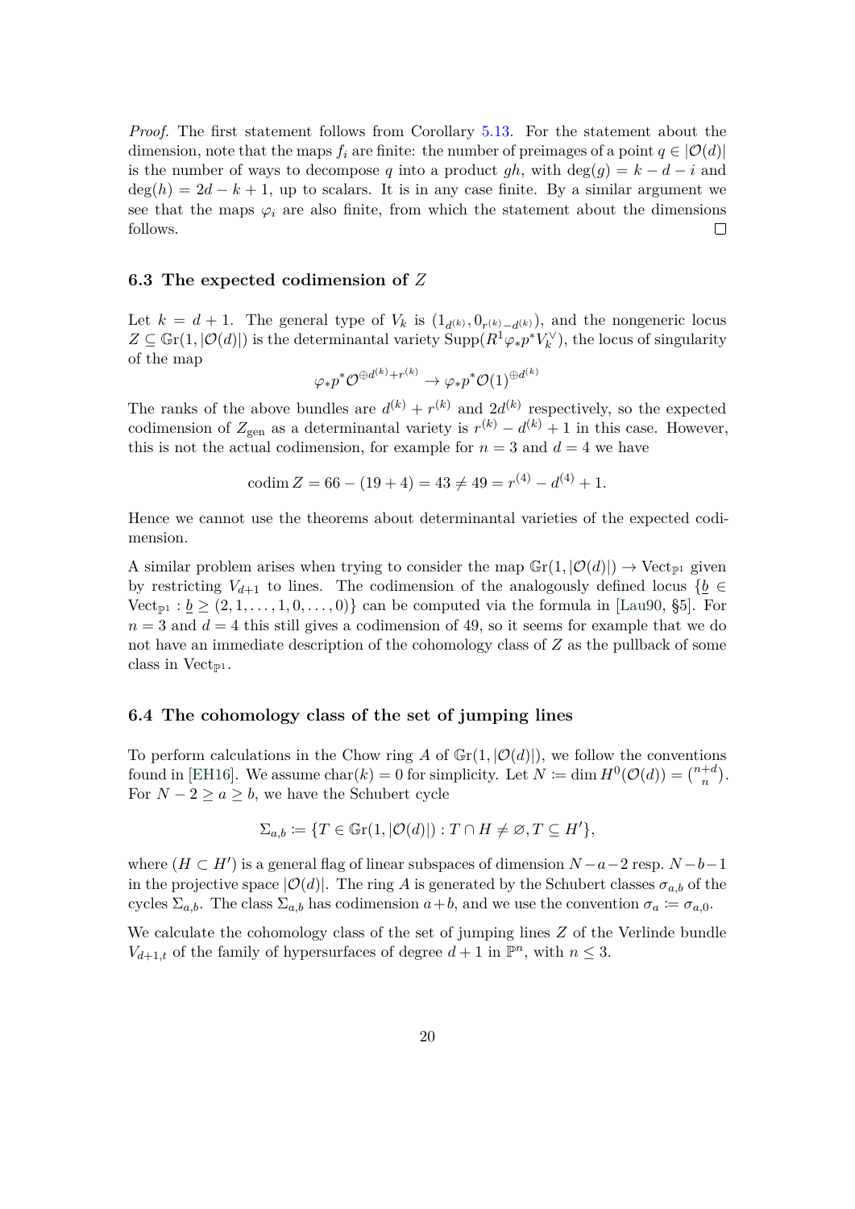*Proof.* The first statement follows from Corollary 5.13. For the statement about the dimension, note that the maps $f_i$ are finite: the number of preimages of a point $q \in |\mathcal{O}(d)|$ is the number of ways to decompose $q$ into a product $gh$, with $\deg(g) = k - d - i$ and $\deg(h) = 2d - k + 1$, up to scalars. It is in any case finite. By a similar argument we see that the maps $\varphi_i$ are also finite, from which the statement about the dimensions follows. □

### 6.3 The expected codimension of $Z$

Let $k = d + 1$. The general type of $V_k$ is $(1_{d^{(k)}}, 0_{r^{(k)} - d^{(k)}})$, and the nongeneric locus $Z \subseteq \mathbb{G}\mathrm{r}(1, |\mathcal{O}(d)|)$ is the determinantal variety $\mathrm{Supp}(R^1 \varphi_* p^* V_k^\vee)$, the locus of singularity of the map

$$\varphi_* p^* \mathcal{O}^{\oplus d^{(k)} + r^{(k)}} \to \varphi_* p^* \mathcal{O}(1)^{\oplus d^{(k)}}$$

The ranks of the above bundles are $d^{(k)} + r^{(k)}$ and $2d^{(k)}$ respectively, so the expected codimension of $Z_{\mathrm{gen}}$ as a determinantal variety is $r^{(k)} - d^{(k)} + 1$ in this case. However, this is not the actual codimension, for example for $n = 3$ and $d = 4$ we have

$$\operatorname{codim} Z = 66 - (19 + 4) = 43 \neq 49 = r^{(4)} - d^{(4)} + 1.$$

Hence we cannot use the theorems about determinantal varieties of the expected codimension.

A similar problem arises when trying to consider the map $\mathbb{G}\mathrm{r}(1, |\mathcal{O}(d)|) \to \mathrm{Vect}_{\mathbb{P}^1}$ given by restricting $V_{d+1}$ to lines. The codimension of the analogously defined locus $\{\underline{b} \in \mathrm{Vect}_{\mathbb{P}^1} : \underline{b} \geq (2, 1, \ldots, 1, 0, \ldots, 0)\}$ can be computed via the formula in [Lau90, §5]. For $n = 3$ and $d = 4$ this still gives a codimension of 49, so it seems for example that we do not have an immediate description of the cohomology class of $Z$ as the pullback of some class in $\mathrm{Vect}_{\mathbb{P}^1}$.

### 6.4 The cohomology class of the set of jumping lines

To perform calculations in the Chow ring $A$ of $\mathbb{G}\mathrm{r}(1, |\mathcal{O}(d)|)$, we follow the conventions found in [EH16]. We assume $\mathrm{char}(k) = 0$ for simplicity. Let $N \coloneqq \dim H^0(\mathcal{O}(d)) = \binom{n+d}{n}$. For $N - 2 \geq a \geq b$, we have the Schubert cycle

$$\Sigma_{a,b} \coloneqq \{T \in \mathbb{G}\mathrm{r}(1, |\mathcal{O}(d)|) : T \cap H \neq \varnothing, T \subseteq H'\},$$

where $(H \subset H')$ is a general flag of linear subspaces of dimension $N - a - 2$ resp. $N - b - 1$ in the projective space $|\mathcal{O}(d)|$. The ring $A$ is generated by the Schubert classes $\sigma_{a,b}$ of the cycles $\Sigma_{a,b}$. The class $\Sigma_{a,b}$ has codimension $a + b$, and we use the convention $\sigma_a \coloneqq \sigma_{a,0}$.

We calculate the cohomology class of the set of jumping lines $Z$ of the Verlinde bundle $V_{d+1,t}$ of the family of hypersurfaces of degree $d + 1$ in $\mathbb{P}^n$, with $n \leq 3$.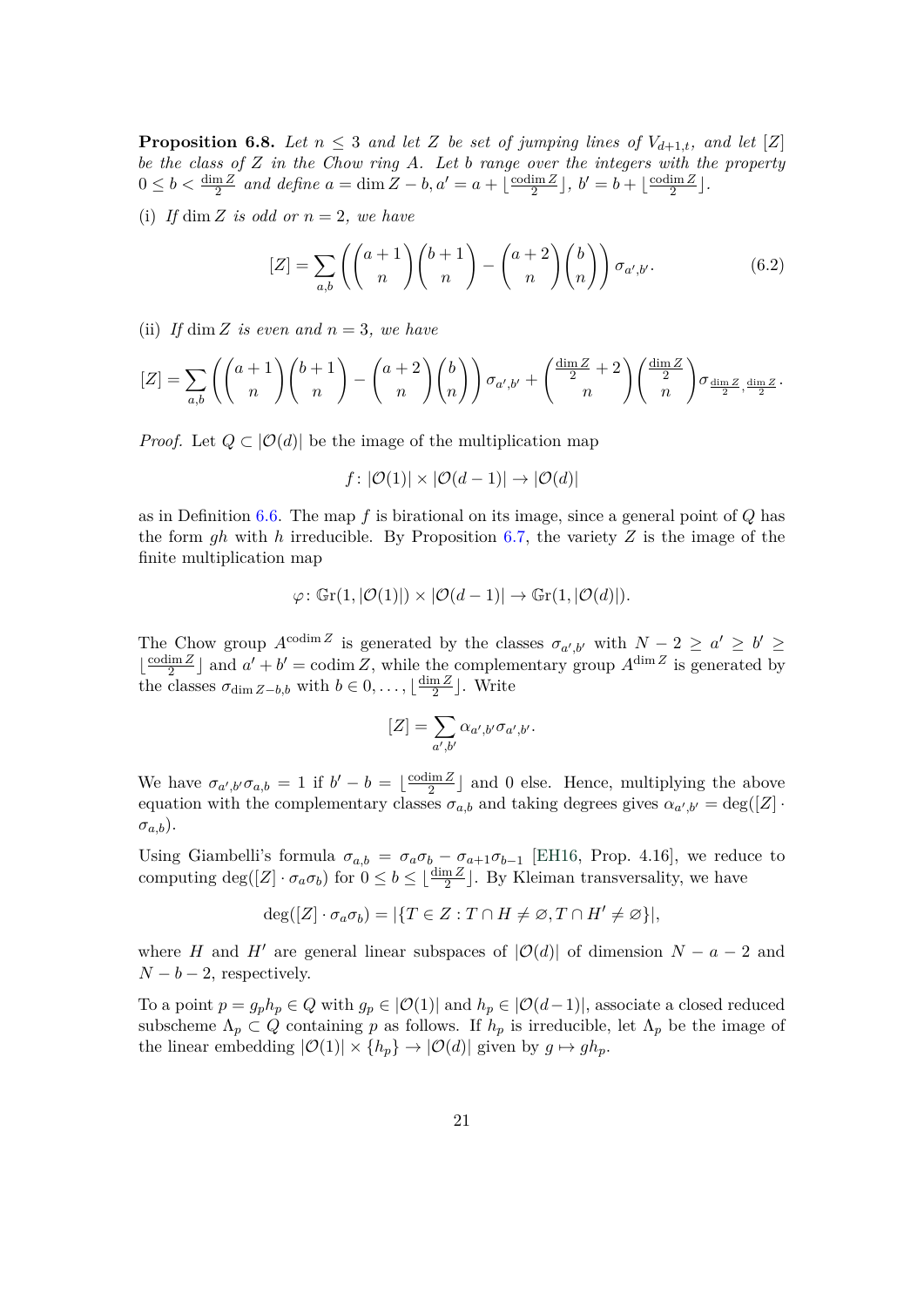**Proposition 6.8.** *Let $n \leq 3$ and let $Z$ be set of jumping lines of $V_{d+1,t}$, and let $[Z]$ be the class of $Z$ in the Chow ring $A$. Let $b$ range over the integers with the property $0 \leq b < \frac{\dim Z}{2}$ and define $a = \dim Z - b, a' = a + \lfloor \frac{\operatorname{codim} Z}{2} \rfloor$, $b' = b + \lfloor \frac{\operatorname{codim} Z}{2} \rfloor$.*

(i) *If $\dim Z$ is odd or $n = 2$, we have*

$$[Z] = \sum_{a,b} \left( \binom{a+1}{n}\binom{b+1}{n} - \binom{a+2}{n}\binom{b}{n} \right) \sigma_{a',b'}. \tag{6.2}$$

(ii) *If $\dim Z$ is even and $n = 3$, we have*

$$[Z] = \sum_{a,b} \left( \binom{a+1}{n}\binom{b+1}{n} - \binom{a+2}{n}\binom{b}{n} \right) \sigma_{a',b'} + \binom{\frac{\dim Z}{2}+2}{n}\binom{\frac{\dim Z}{2}}{n} \sigma_{\frac{\dim Z}{2},\frac{\dim Z}{2}}.$$

*Proof.* Let $Q \subset |\mathcal{O}(d)|$ be the image of the multiplication map

$$f \colon |\mathcal{O}(1)| \times |\mathcal{O}(d-1)| \to |\mathcal{O}(d)|$$

as in Definition 6.6. The map $f$ is birational on its image, since a general point of $Q$ has the form $gh$ with $h$ irreducible. By Proposition 6.7, the variety $Z$ is the image of the finite multiplication map

$$\varphi \colon \mathbb{G}\mathrm{r}(1, |\mathcal{O}(1)|) \times |\mathcal{O}(d-1)| \to \mathbb{G}\mathrm{r}(1, |\mathcal{O}(d)|).$$

The Chow group $A^{\operatorname{codim} Z}$ is generated by the classes $\sigma_{a',b'}$ with $N - 2 \geq a' \geq b' \geq \lfloor \frac{\operatorname{codim} Z}{2} \rfloor$ and $a' + b' = \operatorname{codim} Z$, while the complementary group $A^{\dim Z}$ is generated by the classes $\sigma_{\dim Z - b, b}$ with $b \in 0, \ldots, \lfloor \frac{\dim Z}{2} \rfloor$. Write

$$[Z] = \sum_{a',b'} \alpha_{a',b'} \sigma_{a',b'}.$$

We have $\sigma_{a',b'}\sigma_{a,b} = 1$ if $b' - b = \lfloor \frac{\operatorname{codim} Z}{2} \rfloor$ and $0$ else. Hence, multiplying the above equation with the complementary classes $\sigma_{a,b}$ and taking degrees gives $\alpha_{a',b'} = \deg([Z] \cdot \sigma_{a,b})$.

Using Giambelli's formula $\sigma_{a,b} = \sigma_a \sigma_b - \sigma_{a+1}\sigma_{b-1}$ [EH16, Prop. 4.16], we reduce to computing $\deg([Z] \cdot \sigma_a \sigma_b)$ for $0 \leq b \leq \lfloor \frac{\dim Z}{2} \rfloor$. By Kleiman transversality, we have

$$\deg([Z] \cdot \sigma_a \sigma_b) = |\{T \in Z : T \cap H \neq \varnothing, T \cap H' \neq \varnothing\}|,$$

where $H$ and $H'$ are general linear subspaces of $|\mathcal{O}(d)|$ of dimension $N - a - 2$ and $N - b - 2$, respectively.

To a point $p = g_p h_p \in Q$ with $g_p \in |\mathcal{O}(1)|$ and $h_p \in |\mathcal{O}(d-1)|$, associate a closed reduced subscheme $\Lambda_p \subset Q$ containing $p$ as follows. If $h_p$ is irreducible, let $\Lambda_p$ be the image of the linear embedding $|\mathcal{O}(1)| \times \{h_p\} \to |\mathcal{O}(d)|$ given by $g \mapsto gh_p$.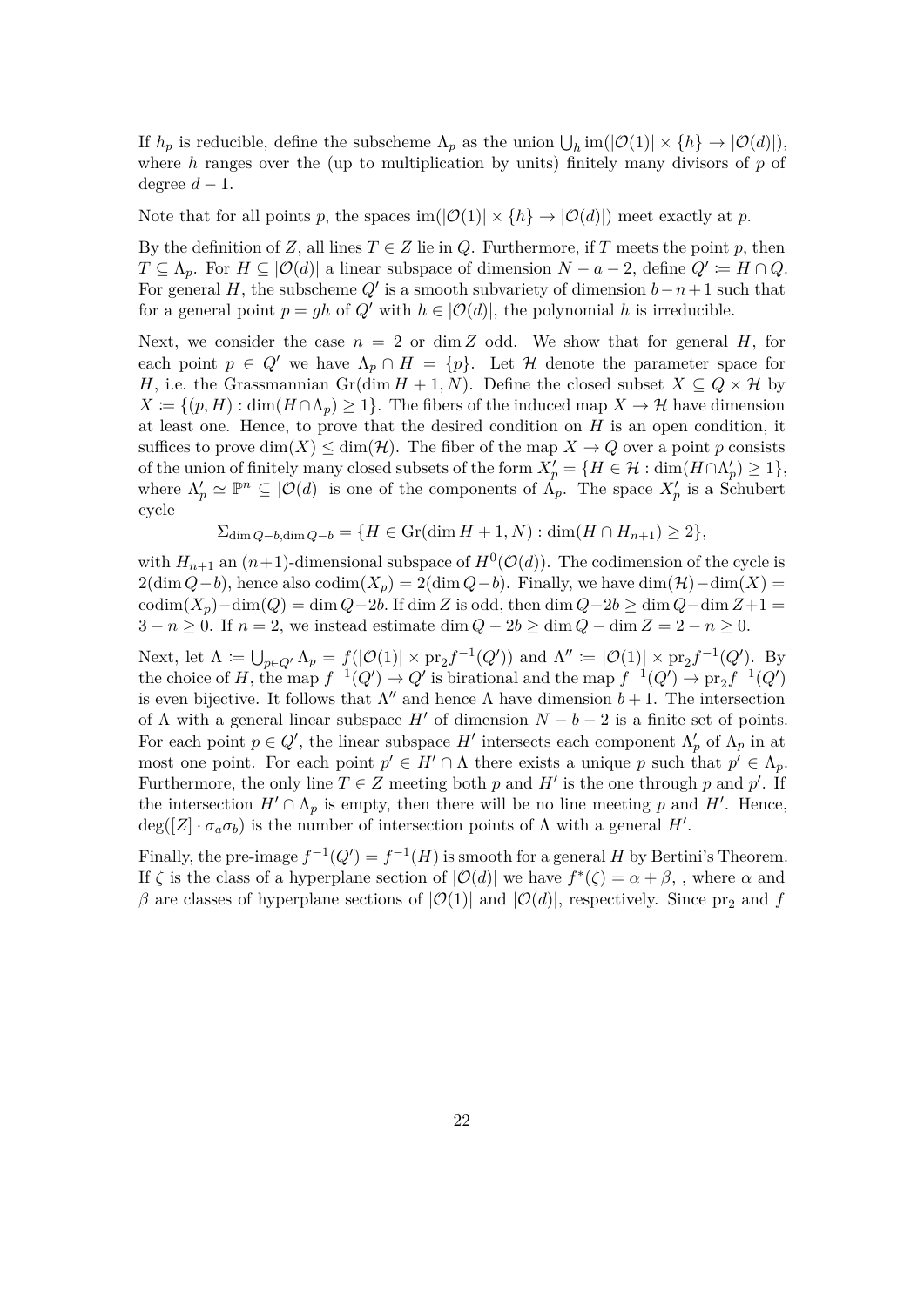If $h_p$ is reducible, define the subscheme $\Lambda_p$ as the union $\bigcup_h \operatorname{im}(|\mathcal{O}(1)| \times \{h\} \to |\mathcal{O}(d)|)$, where $h$ ranges over the (up to multiplication by units) finitely many divisors of $p$ of degree $d-1$.

Note that for all points $p$, the spaces $\operatorname{im}(|\mathcal{O}(1)| \times \{h\} \to |\mathcal{O}(d)|)$ meet exactly at $p$.

By the definition of $Z$, all lines $T \in Z$ lie in $Q$. Furthermore, if $T$ meets the point $p$, then $T \subseteq \Lambda_p$. For $H \subseteq |\mathcal{O}(d)|$ a linear subspace of dimension $N-a-2$, define $Q' := H \cap Q$. For general $H$, the subscheme $Q'$ is a smooth subvariety of dimension $b-n+1$ such that for a general point $p = gh$ of $Q'$ with $h \in |\mathcal{O}(d)|$, the polynomial $h$ is irreducible.

Next, we consider the case $n = 2$ or $\dim Z$ odd. We show that for general $H$, for each point $p \in Q'$ we have $\Lambda_p \cap H = \{p\}$. Let $\mathcal{H}$ denote the parameter space for $H$, i.e. the Grassmannian $\operatorname{Gr}(\dim H + 1, N)$. Define the closed subset $X \subseteq Q \times \mathcal{H}$ by $X := \{(p, H) : \dim(H \cap \Lambda_p) \geq 1\}$. The fibers of the induced map $X \to \mathcal{H}$ have dimension at least one. Hence, to prove that the desired condition on $H$ is an open condition, it suffices to prove $\dim(X) \leq \dim(\mathcal{H})$. The fiber of the map $X \to Q$ over a point $p$ consists of the union of finitely many closed subsets of the form $X'_p = \{H \in \mathcal{H} : \dim(H \cap \Lambda'_p) \geq 1\}$, where $\Lambda'_p \simeq \mathbb{P}^n \subseteq |\mathcal{O}(d)|$ is one of the components of $\Lambda_p$. The space $X'_p$ is a Schubert cycle

$$\Sigma_{\dim Q - b, \dim Q - b} = \{H \in \operatorname{Gr}(\dim H + 1, N) : \dim(H \cap H_{n+1}) \geq 2\},$$

with $H_{n+1}$ an $(n+1)$-dimensional subspace of $H^0(\mathcal{O}(d))$. The codimension of the cycle is $2(\dim Q - b)$, hence also $\operatorname{codim}(X_p) = 2(\dim Q - b)$. Finally, we have $\dim(\mathcal{H}) - \dim(X) = \operatorname{codim}(X_p) - \dim(Q) = \dim Q - 2b$. If $\dim Z$ is odd, then $\dim Q - 2b \geq \dim Q - \dim Z + 1 = 3 - n \geq 0$. If $n = 2$, we instead estimate $\dim Q - 2b \geq \dim Q - \dim Z = 2 - n \geq 0$.

Next, let $\Lambda := \bigcup_{p \in Q'} \Lambda_p = f(|\mathcal{O}(1)| \times \operatorname{pr}_2 f^{-1}(Q'))$ and $\Lambda'' := |\mathcal{O}(1)| \times \operatorname{pr}_2 f^{-1}(Q')$. By the choice of $H$, the map $f^{-1}(Q') \to Q'$ is birational and the map $f^{-1}(Q') \to \operatorname{pr}_2 f^{-1}(Q')$ is even bijective. It follows that $\Lambda''$ and hence $\Lambda$ have dimension $b+1$. The intersection of $\Lambda$ with a general linear subspace $H'$ of dimension $N-b-2$ is a finite set of points. For each point $p \in Q'$, the linear subspace $H'$ intersects each component $\Lambda'_p$ of $\Lambda_p$ in at most one point. For each point $p' \in H' \cap \Lambda$ there exists a unique $p$ such that $p' \in \Lambda_p$. Furthermore, the only line $T \in Z$ meeting both $p$ and $H'$ is the one through $p$ and $p'$. If the intersection $H' \cap \Lambda_p$ is empty, then there will be no line meeting $p$ and $H'$. Hence, $\deg([Z] \cdot \sigma_a \sigma_b)$ is the number of intersection points of $\Lambda$ with a general $H'$.

Finally, the pre-image $f^{-1}(Q') = f^{-1}(H)$ is smooth for a general $H$ by Bertini's Theorem. If $\zeta$ is the class of a hyperplane section of $|\mathcal{O}(d)|$ we have $f^*(\zeta) = \alpha + \beta$, , where $\alpha$ and $\beta$ are classes of hyperplane sections of $|\mathcal{O}(1)|$ and $|\mathcal{O}(d)|$, respectively. Since $\operatorname{pr}_2$ and $f$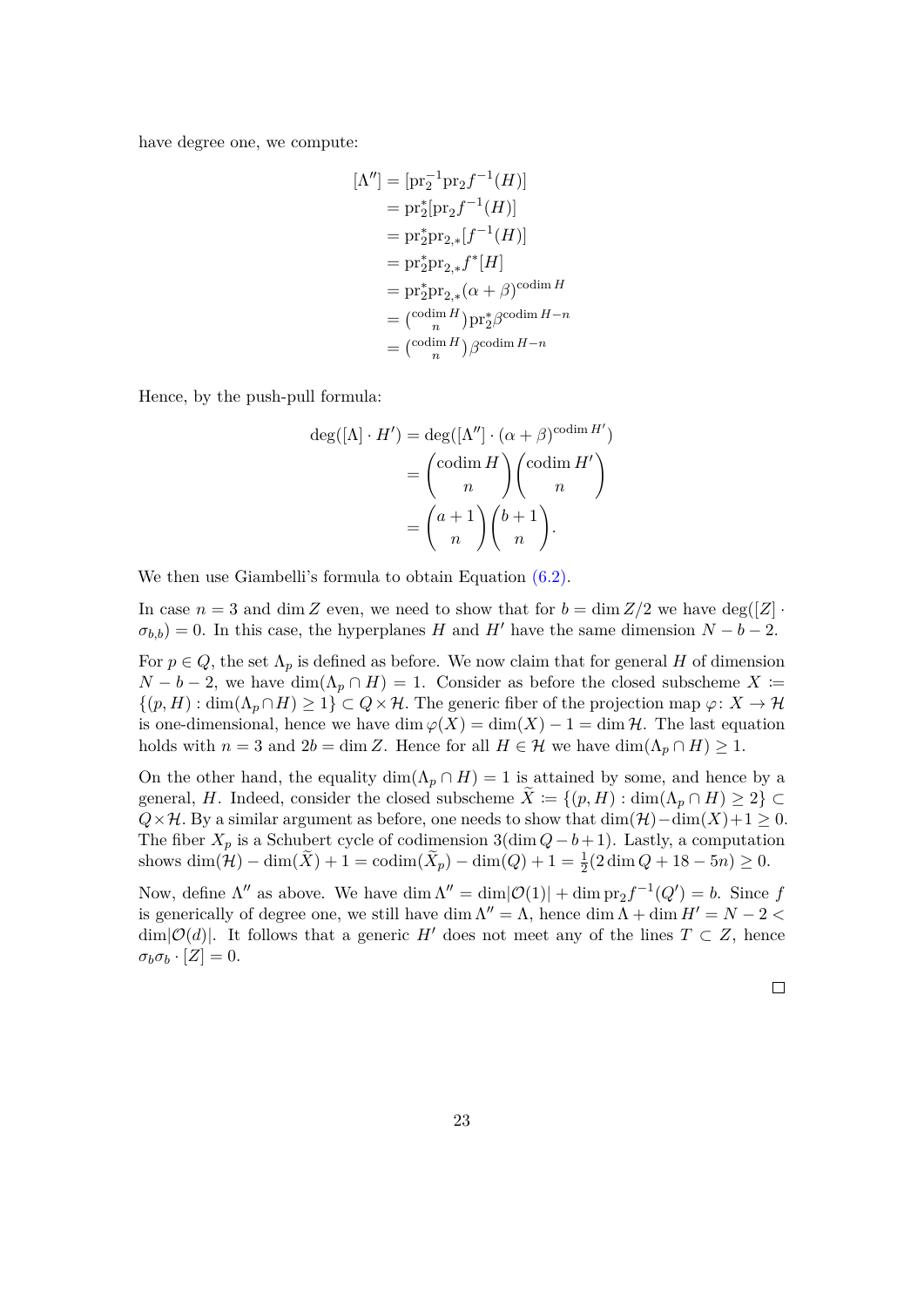have degree one, we compute:

$$
\begin{aligned}
[\Lambda''] &= [\mathrm{pr}_2^{-1}\mathrm{pr}_2 f^{-1}(H)] \\
&= \mathrm{pr}_2^*[\mathrm{pr}_2 f^{-1}(H)] \\
&= \mathrm{pr}_2^*\mathrm{pr}_{2,*}[f^{-1}(H)] \\
&= \mathrm{pr}_2^*\mathrm{pr}_{2,*}f^*[H] \\
&= \mathrm{pr}_2^*\mathrm{pr}_{2,*}(\alpha+\beta)^{\operatorname{codim} H} \\
&= \tbinom{\operatorname{codim} H}{n}\mathrm{pr}_2^*\beta^{\operatorname{codim} H - n} \\
&= \tbinom{\operatorname{codim} H}{n}\beta^{\operatorname{codim} H - n}
\end{aligned}
$$

Hence, by the push-pull formula:

$$
\begin{aligned}
\deg([\Lambda]\cdot H') &= \deg([\Lambda'']\cdot(\alpha+\beta)^{\operatorname{codim} H'}) \\
&= \binom{\operatorname{codim} H}{n}\binom{\operatorname{codim} H'}{n} \\
&= \binom{a+1}{n}\binom{b+1}{n}.
\end{aligned}
$$

We then use Giambelli's formula to obtain Equation (6.2).

In case $n=3$ and $\dim Z$ even, we need to show that for $b=\dim Z/2$ we have $\deg([Z]\cdot\sigma_{b,b})=0$. In this case, the hyperplanes $H$ and $H'$ have the same dimension $N-b-2$.

For $p\in Q$, the set $\Lambda_p$ is defined as before. We now claim that for general $H$ of dimension $N-b-2$, we have $\dim(\Lambda_p\cap H)=1$. Consider as before the closed subscheme $X := \{(p,H) : \dim(\Lambda_p\cap H)\geq 1\}\subset Q\times\mathcal{H}$. The generic fiber of the projection map $\varphi\colon X\to\mathcal{H}$ is one-dimensional, hence we have $\dim\varphi(X)=\dim(X)-1=\dim\mathcal{H}$. The last equation holds with $n=3$ and $2b=\dim Z$. Hence for all $H\in\mathcal{H}$ we have $\dim(\Lambda_p\cap H)\geq 1$.

On the other hand, the equality $\dim(\Lambda_p\cap H)=1$ is attained by some, and hence by a general, $H$. Indeed, consider the closed subscheme $\widetilde{X} := \{(p,H) : \dim(\Lambda_p\cap H)\geq 2\}\subset Q\times\mathcal{H}$. By a similar argument as before, one needs to show that $\dim(\mathcal{H})-\dim(X)+1\geq 0$. The fiber $X_p$ is a Schubert cycle of codimension $3(\dim Q-b+1)$. Lastly, a computation shows $\dim(\mathcal{H})-\dim(\widetilde{X})+1=\operatorname{codim}(\widetilde{X}_p)-\dim(Q)+1=\frac{1}{2}(2\dim Q+18-5n)\geq 0$.

Now, define $\Lambda''$ as above. We have $\dim\Lambda''=\dim|\mathcal{O}(1)|+\dim\mathrm{pr}_2 f^{-1}(Q')=b$. Since $f$ is generically of degree one, we still have $\dim\Lambda''=\Lambda$, hence $\dim\Lambda+\dim H'=N-2<\dim|\mathcal{O}(d)|$. It follows that a generic $H'$ does not meet any of the lines $T\subset Z$, hence $\sigma_b\sigma_b\cdot[Z]=0$.

□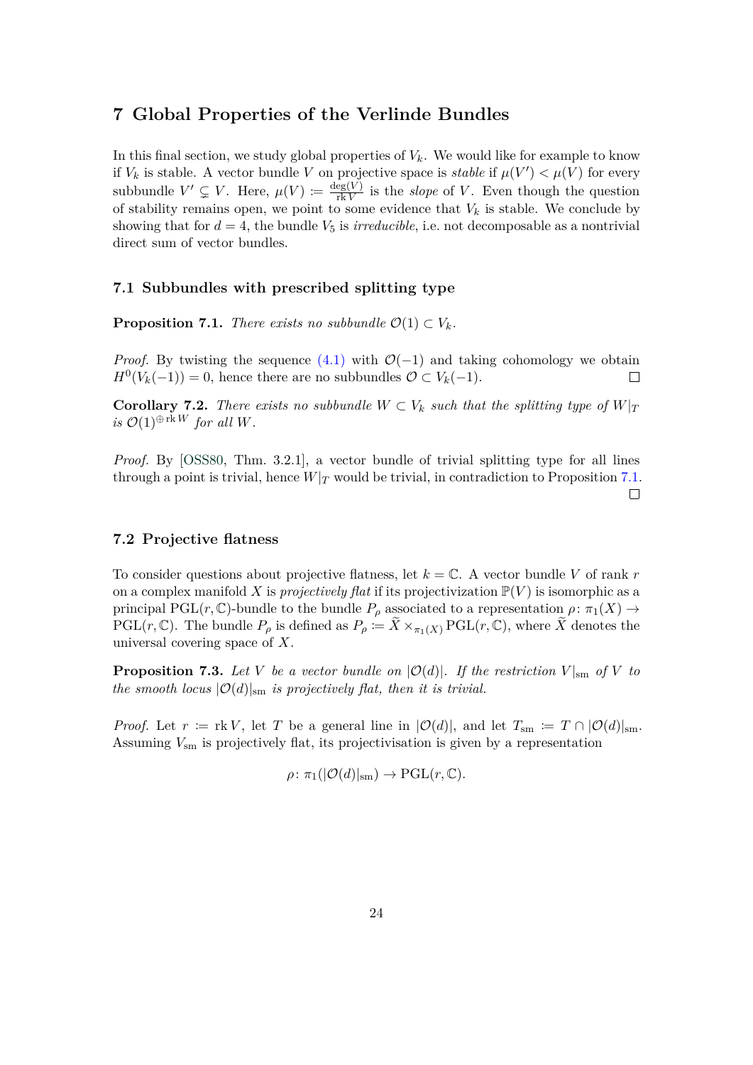# 7 Global Properties of the Verlinde Bundles

In this final section, we study global properties of $V_k$. We would like for example to know if $V_k$ is stable. A vector bundle $V$ on projective space is *stable* if $\mu(V') < \mu(V)$ for every subbundle $V' \subsetneq V$. Here, $\mu(V) \coloneqq \frac{\deg(V)}{\operatorname{rk} V}$ is the *slope* of $V$. Even though the question of stability remains open, we point to some evidence that $V_k$ is stable. We conclude by showing that for $d = 4$, the bundle $V_5$ is *irreducible*, i.e. not decomposable as a nontrivial direct sum of vector bundles.

## 7.1 Subbundles with prescribed splitting type

**Proposition 7.1.** *There exists no subbundle $\mathcal{O}(1) \subset V_k$.*

*Proof.* By twisting the sequence (4.1) with $\mathcal{O}(-1)$ and taking cohomology we obtain $H^0(V_k(-1)) = 0$, hence there are no subbundles $\mathcal{O} \subset V_k(-1)$. □

**Corollary 7.2.** *There exists no subbundle $W \subset V_k$ such that the splitting type of $W|_T$ is $\mathcal{O}(1)^{\oplus \operatorname{rk} W}$ for all $W$.*

*Proof.* By [OSS80, Thm. 3.2.1], a vector bundle of trivial splitting type for all lines through a point is trivial, hence $W|_T$ would be trivial, in contradiction to Proposition 7.1. □

## 7.2 Projective flatness

To consider questions about projective flatness, let $k = \mathbb{C}$. A vector bundle $V$ of rank $r$ on a complex manifold $X$ is *projectively flat* if its projectivization $\mathbb{P}(V)$ is isomorphic as a principal $\mathrm{PGL}(r, \mathbb{C})$-bundle to the bundle $P_\rho$ associated to a representation $\rho\colon \pi_1(X) \to \mathrm{PGL}(r, \mathbb{C})$. The bundle $P_\rho$ is defined as $P_\rho \coloneqq \widetilde{X} \times_{\pi_1(X)} \mathrm{PGL}(r, \mathbb{C})$, where $\widetilde{X}$ denotes the universal covering space of $X$.

**Proposition 7.3.** *Let $V$ be a vector bundle on $|\mathcal{O}(d)|$. If the restriction $V|_{\mathrm{sm}}$ of $V$ to the smooth locus $|\mathcal{O}(d)|_{\mathrm{sm}}$ is projectively flat, then it is trivial.*

*Proof.* Let $r \coloneqq \operatorname{rk} V$, let $T$ be a general line in $|\mathcal{O}(d)|$, and let $T_{\mathrm{sm}} \coloneqq T \cap |\mathcal{O}(d)|_{\mathrm{sm}}$. Assuming $V_{\mathrm{sm}}$ is projectively flat, its projectivisation is given by a representation

$$\rho\colon \pi_1(|\mathcal{O}(d)|_{\mathrm{sm}}) \to \mathrm{PGL}(r, \mathbb{C}).$$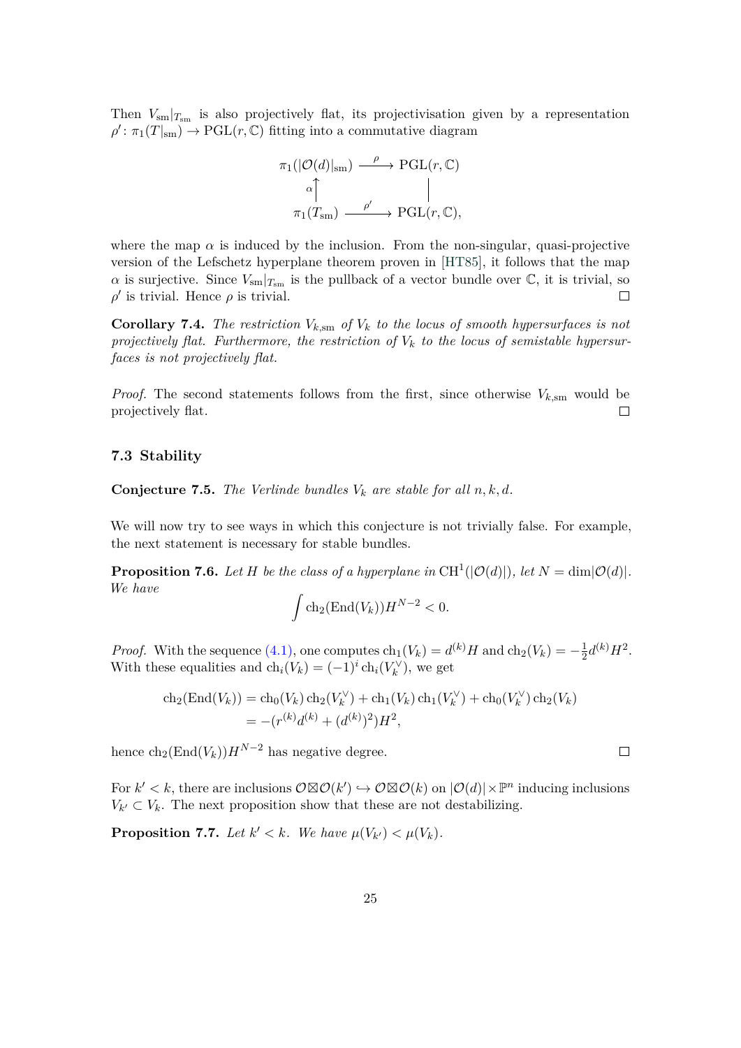Then $V_{\mathrm{sm}}|_{T_{\mathrm{sm}}}$ is also projectively flat, its projectivisation given by a representation $\rho' \colon \pi_1(T|_{\mathrm{sm}}) \to \mathrm{PGL}(r, \mathbb{C})$ fitting into a commutative diagram

$$\begin{array}{ccc} \pi_1(|\mathcal{O}(d)|_{\mathrm{sm}}) & \xrightarrow{\ \rho\ } & \mathrm{PGL}(r,\mathbb{C}) \\ {\scriptstyle\alpha}\uparrow & & \Big| \\ \pi_1(T_{\mathrm{sm}}) & \xrightarrow{\ \rho'\ } & \mathrm{PGL}(r,\mathbb{C}), \end{array}$$

where the map $\alpha$ is induced by the inclusion. From the non-singular, quasi-projective version of the Lefschetz hyperplane theorem proven in [HT85], it follows that the map $\alpha$ is surjective. Since $V_{\mathrm{sm}}|_{T_{\mathrm{sm}}}$ is the pullback of a vector bundle over $\mathbb{C}$, it is trivial, so $\rho'$ is trivial. Hence $\rho$ is trivial. ☐

**Corollary 7.4.** *The restriction $V_{k,\mathrm{sm}}$ of $V_k$ to the locus of smooth hypersurfaces is not projectively flat. Furthermore, the restriction of $V_k$ to the locus of semistable hypersurfaces is not projectively flat.*

*Proof.* The second statements follows from the first, since otherwise $V_{k,\mathrm{sm}}$ would be projectively flat. ☐

### 7.3 Stability

**Conjecture 7.5.** *The Verlinde bundles $V_k$ are stable for all $n, k, d$.*

We will now try to see ways in which this conjecture is not trivially false. For example, the next statement is necessary for stable bundles.

**Proposition 7.6.** *Let $H$ be the class of a hyperplane in $\mathrm{CH}^1(|\mathcal{O}(d)|)$, let $N = \dim|\mathcal{O}(d)|$. We have*

$$\int \mathrm{ch}_2(\mathrm{End}(V_k))H^{N-2} < 0.$$

*Proof.* With the sequence (4.1), one computes $\mathrm{ch}_1(V_k) = d^{(k)}H$ and $\mathrm{ch}_2(V_k) = -\frac{1}{2}d^{(k)}H^2$. With these equalities and $\mathrm{ch}_i(V_k) = (-1)^i \,\mathrm{ch}_i(V_k^\vee)$, we get

$$\begin{aligned} \mathrm{ch}_2(\mathrm{End}(V_k)) &= \mathrm{ch}_0(V_k)\,\mathrm{ch}_2(V_k^\vee) + \mathrm{ch}_1(V_k)\,\mathrm{ch}_1(V_k^\vee) + \mathrm{ch}_0(V_k^\vee)\,\mathrm{ch}_2(V_k) \\ &= -(r^{(k)}d^{(k)} + (d^{(k)})^2)H^2, \end{aligned}$$

hence $\mathrm{ch}_2(\mathrm{End}(V_k))H^{N-2}$ has negative degree. ☐

For $k' < k$, there are inclusions $\mathcal{O} \boxtimes \mathcal{O}(k') \hookrightarrow \mathcal{O} \boxtimes \mathcal{O}(k)$ on $|\mathcal{O}(d)| \times \mathbb{P}^n$ inducing inclusions $V_{k'} \subset V_k$. The next proposition show that these are not destabilizing.

**Proposition 7.7.** *Let $k' < k$. We have $\mu(V_{k'}) < \mu(V_k)$.*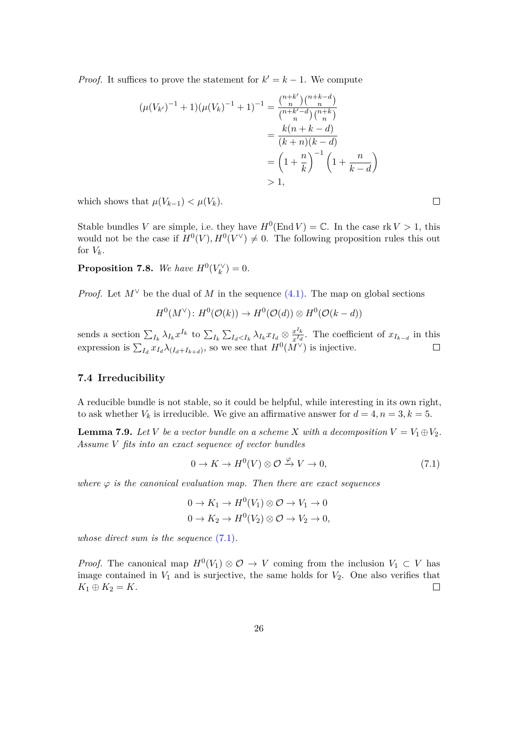*Proof.* It suffices to prove the statement for $k' = k - 1$. We compute

$$\begin{aligned}
(\mu(V_{k'})^{-1} + 1)(\mu(V_k)^{-1} + 1)^{-1} &= \frac{\binom{n+k'}{n}\binom{n+k-d}{n}}{\binom{n+k'-d}{n}\binom{n+k}{n}} \\
&= \frac{k(n+k-d)}{(k+n)(k-d)} \\
&= \left(1 + \frac{n}{k}\right)^{-1}\left(1 + \frac{n}{k-d}\right) \\
&> 1,
\end{aligned}$$

which shows that $\mu(V_{k-1}) < \mu(V_k)$. ∎

Stable bundles $V$ are simple, i.e. they have $H^0(\operatorname{End} V) = \mathbb{C}$. In the case $\operatorname{rk} V > 1$, this would not be the case if $H^0(V), H^0(V^\vee) \neq 0$. The following proposition rules this out for $V_k$.

**Proposition 7.8.** *We have $H^0(V_k^\vee) = 0$.*

*Proof.* Let $M^\vee$ be the dual of $M$ in the sequence (4.1). The map on global sections

$$H^0(M^\vee)\colon H^0(\mathcal{O}(k)) \to H^0(\mathcal{O}(d)) \otimes H^0(\mathcal{O}(k-d))$$

sends a section $\sum_{I_k} \lambda_{I_k} x^{I_k}$ to $\sum_{I_k} \sum_{I_d < I_k} \lambda_{I_k} x_{I_d} \otimes \frac{x^{I_k}}{x^{I_d}}$. The coefficient of $x_{I_{k-d}}$ in this expression is $\sum_{I_d} x_{I_d} \lambda_{(I_d + I_{k+d})}$, so we see that $H^0(M^\vee)$ is injective. ∎

## 7.4 Irreducibility

A reducible bundle is not stable, so it could be helpful, while interesting in its own right, to ask whether $V_k$ is irreducible. We give an affirmative answer for $d = 4, n = 3, k = 5$.

**Lemma 7.9.** *Let $V$ be a vector bundle on a scheme $X$ with a decomposition $V = V_1 \oplus V_2$. Assume $V$ fits into an exact sequence of vector bundles*

$$0 \to K \to H^0(V) \otimes \mathcal{O} \xrightarrow{\varphi} V \to 0, \tag{7.1}$$

*where $\varphi$ is the canonical evaluation map. Then there are exact sequences*

$$\begin{aligned}
0 \to K_1 \to H^0(V_1) \otimes \mathcal{O} \to V_1 \to 0 \\
0 \to K_2 \to H^0(V_2) \otimes \mathcal{O} \to V_2 \to 0,
\end{aligned}$$

*whose direct sum is the sequence (7.1).*

*Proof.* The canonical map $H^0(V_1) \otimes \mathcal{O} \to V$ coming from the inclusion $V_1 \subset V$ has image contained in $V_1$ and is surjective, the same holds for $V_2$. One also verifies that $K_1 \oplus K_2 = K$. ∎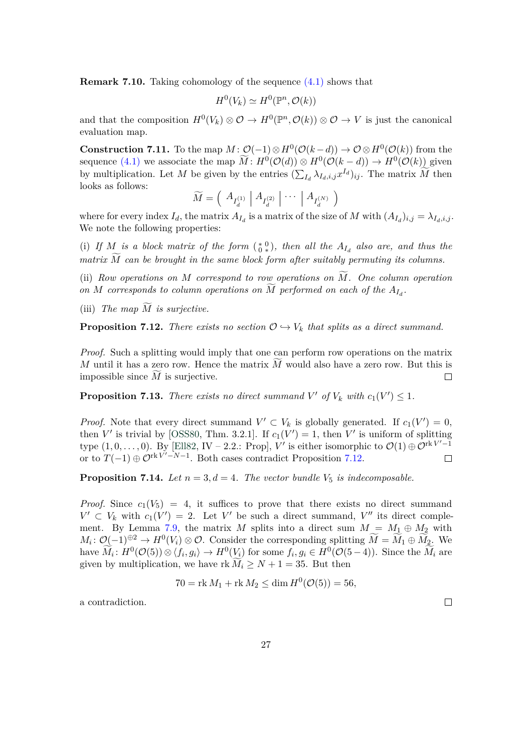**Remark 7.10.** Taking cohomology of the sequence (4.1) shows that

$$H^0(V_k) \simeq H^0(\mathbb{P}^n, \mathcal{O}(k))$$

and that the composition $H^0(V_k) \otimes \mathcal{O} \to H^0(\mathbb{P}^n, \mathcal{O}(k)) \otimes \mathcal{O} \to V$ is just the canonical evaluation map.

**Construction 7.11.** To the map $M \colon \mathcal{O}(-1) \otimes H^0(\mathcal{O}(k-d)) \to \mathcal{O} \otimes H^0(\mathcal{O}(k))$ from the sequence (4.1) we associate the map $\widetilde{M} \colon H^0(\mathcal{O}(d)) \otimes H^0(\mathcal{O}(k-d)) \to H^0(\mathcal{O}(k))$ given by multiplication. Let $M$ be given by the entries $(\sum_{I_d} \lambda_{I_d,i,j} x^{I_d})_{ij}$. The matrix $\widetilde{M}$ then looks as follows:

$$\widetilde{M} = \left( \begin{array}{c|c|c|c} A_{I_d^{(1)}} & A_{I_d^{(2)}} & \cdots & A_{I_d^{(N)}} \end{array} \right)$$

where for every index $I_d$, the matrix $A_{I_d}$ is a matrix of the size of $M$ with $(A_{I_d})_{i,j} = \lambda_{I_d,i,j}$. We note the following properties:

(i) *If $M$ is a block matrix of the form $\left(\begin{smallmatrix} * & 0 \\ 0 & * \end{smallmatrix}\right)$, then all the $A_{I_d}$ also are, and thus the matrix $\widetilde{M}$ can be brought in the same block form after suitably permuting its columns.*

(ii) *Row operations on $M$ correspond to row operations on $\widetilde{M}$. One column operation on $M$ corresponds to column operations on $\widetilde{M}$ performed on each of the $A_{I_d}$.*

(iii) *The map $\widetilde{M}$ is surjective.*

**Proposition 7.12.** *There exists no section $\mathcal{O} \hookrightarrow V_k$ that splits as a direct summand.*

*Proof.* Such a splitting would imply that one can perform row operations on the matrix $M$ until it has a zero row. Hence the matrix $\widetilde{M}$ would also have a zero row. But this is impossible since $\widetilde{M}$ is surjective. □

**Proposition 7.13.** *There exists no direct summand $V'$ of $V_k$ with $c_1(V') \leq 1$.*

*Proof.* Note that every direct summand $V' \subset V_k$ is globally generated. If $c_1(V') = 0$, then $V'$ is trivial by [OSS80, Thm. 3.2.1]. If $c_1(V') = 1$, then $V'$ is uniform of splitting type $(1, 0, \dots, 0)$. By [Ell82, IV – 2.2.: Prop], $V'$ is either isomorphic to $\mathcal{O}(1) \oplus \mathcal{O}^{\operatorname{rk} V'-1}$ or to $T(-1) \oplus \mathcal{O}^{\operatorname{rk} V'-N-1}$. Both cases contradict Proposition 7.12. □

**Proposition 7.14.** *Let $n = 3, d = 4$. The vector bundle $V_5$ is indecomposable.*

*Proof.* Since $c_1(V_5) = 4$, it suffices to prove that there exists no direct summand $V' \subset V_k$ with $c_1(V') = 2$. Let $V'$ be such a direct summand, $V''$ its direct complement. By Lemma 7.9, the matrix $M$ splits into a direct sum $M = M_1 \oplus M_2$ with $M_i \colon \mathcal{O}(-1)^{\oplus 2} \to H^0(V_i) \otimes \mathcal{O}$. Consider the corresponding splitting $\widetilde{M} = \widetilde{M}_1 \oplus \widetilde{M}_2$. We have $\widetilde{M}_i \colon H^0(\mathcal{O}(5)) \otimes \langle f_i, g_i \rangle \to H^0(V_i)$ for some $f_i, g_i \in H^0(\mathcal{O}(5-4))$. Since the $\widetilde{M}_i$ are given by multiplication, we have $\operatorname{rk} \widetilde{M}_i \geq N + 1 = 35$. But then

$$70 = \operatorname{rk} M_1 + \operatorname{rk} M_2 \leq \dim H^0(\mathcal{O}(5)) = 56,$$

a contradiction. □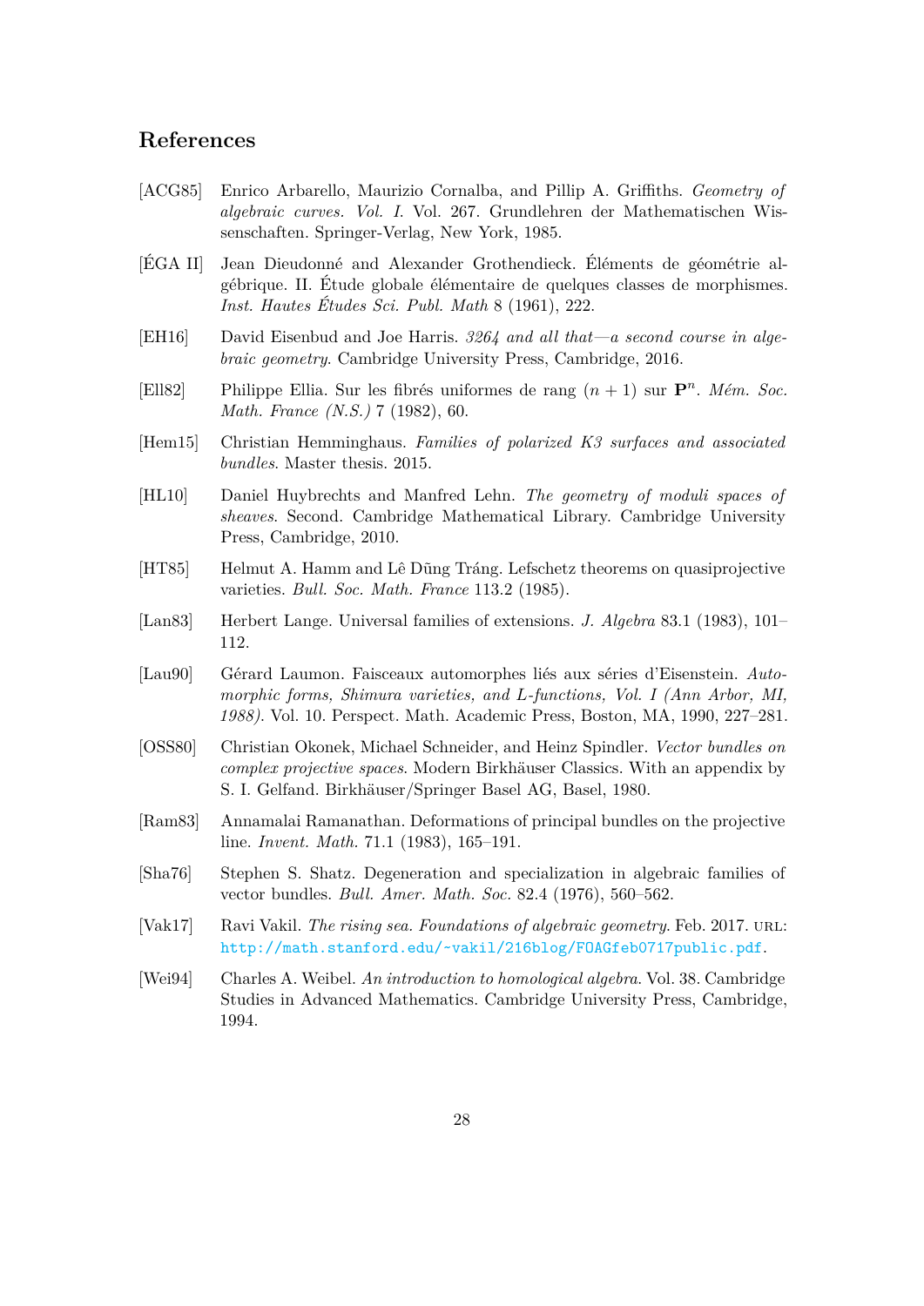## References

[ACG85] Enrico Arbarello, Maurizio Cornalba, and Pillip A. Griffiths. *Geometry of algebraic curves. Vol. I.* Vol. 267. Grundlehren der Mathematischen Wissenschaften. Springer-Verlag, New York, 1985.

[ÉGA II] Jean Dieudonné and Alexander Grothendieck. Éléments de géométrie algébrique. II. Étude globale élémentaire de quelques classes de morphismes. *Inst. Hautes Études Sci. Publ. Math* 8 (1961), 222.

[EH16] David Eisenbud and Joe Harris. *3264 and all that—a second course in algebraic geometry.* Cambridge University Press, Cambridge, 2016.

[Ell82] Philippe Ellia. Sur les fibrés uniformes de rang $(n+1)$ sur $\mathbf{P}^n$. *Mém. Soc. Math. France (N.S.)* 7 (1982), 60.

[Hem15] Christian Hemminghaus. *Families of polarized K3 surfaces and associated bundles.* Master thesis. 2015.

[HL10] Daniel Huybrechts and Manfred Lehn. *The geometry of moduli spaces of sheaves.* Second. Cambridge Mathematical Library. Cambridge University Press, Cambridge, 2010.

[HT85] Helmut A. Hamm and Lê Dũng Tráng. Lefschetz theorems on quasiprojective varieties. *Bull. Soc. Math. France* 113.2 (1985).

[Lan83] Herbert Lange. Universal families of extensions. *J. Algebra* 83.1 (1983), 101–112.

[Lau90] Gérard Laumon. Faisceaux automorphes liés aux séries d'Eisenstein. *Automorphic forms, Shimura varieties, and L-functions, Vol. I (Ann Arbor, MI, 1988).* Vol. 10. Perspect. Math. Academic Press, Boston, MA, 1990, 227–281.

[OSS80] Christian Okonek, Michael Schneider, and Heinz Spindler. *Vector bundles on complex projective spaces.* Modern Birkhäuser Classics. With an appendix by S. I. Gelfand. Birkhäuser/Springer Basel AG, Basel, 1980.

[Ram83] Annamalai Ramanathan. Deformations of principal bundles on the projective line. *Invent. Math.* 71.1 (1983), 165–191.

[Sha76] Stephen S. Shatz. Degeneration and specialization in algebraic families of vector bundles. *Bull. Amer. Math. Soc.* 82.4 (1976), 560–562.

[Vak17] Ravi Vakil. *The rising sea. Foundations of algebraic geometry.* Feb. 2017. URL: http://math.stanford.edu/~vakil/216blog/FOAGfeb0717public.pdf.

[Wei94] Charles A. Weibel. *An introduction to homological algebra.* Vol. 38. Cambridge Studies in Advanced Mathematics. Cambridge University Press, Cambridge, 1994.